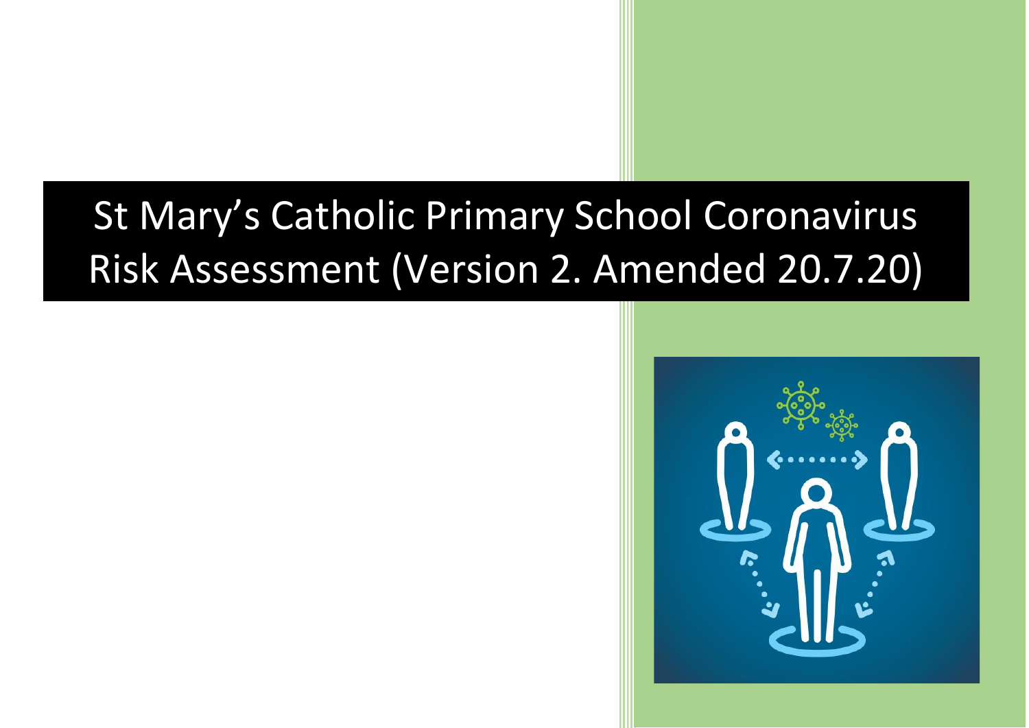# St Mary's Catholic Primary School Coronavirus Risk Assessment (Version 2. Amended 20.7.20)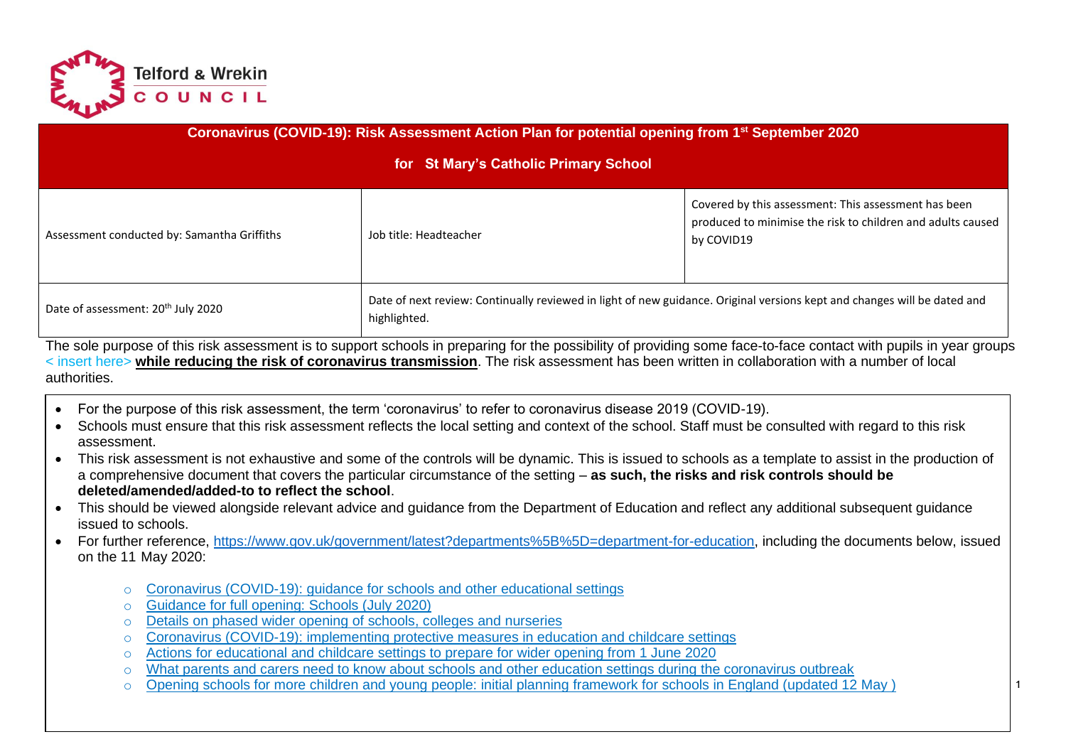| Coronavirus (COVID-19): Risk Assessment Action Plan for potential opening from 1st September 2020 for St Mary's Catholic Primary School | | |
|---|---|---|
| Assessment conducted by: Samantha Griffiths | Job title: Headteacher | Covered by this assessment: This assessment has been produced to minimise the risk to children and adults caused by COVID19 |
| Date of assessment: 20th July 2020 | Date of next review: Continually reviewed in light of new guidance. Original versions kept and changes will be dated and highlighted. | |

The sole purpose of this risk assessment is to support schools in preparing for the possibility of providing some face-to-face contact with pupils in year groups < insert here> **while reducing the risk of coronavirus transmission**. The risk assessment has been written in collaboration with a number of local authorities.

- For the purpose of this risk assessment, the term 'coronavirus' to refer to coronavirus disease 2019 (COVID-19).
- Schools must ensure that this risk assessment reflects the local setting and context of the school. Staff must be consulted with regard to this risk assessment.
- This risk assessment is not exhaustive and some of the controls will be dynamic. This is issued to schools as a template to assist in the production of a comprehensive document that covers the particular circumstance of the setting – **as such, the risks and risk controls should be deleted/amended/added-to to reflect the school**.
- This should be viewed alongside relevant advice and guidance from the Department of Education and reflect any additional subsequent guidance issued to schools.
- For further reference, https://www.gov.uk/government/latest?departments%5B%5D=department-for-education, including the documents below, issued on the 11 May 2020:
  - Coronavirus (COVID-19): guidance for schools and other educational settings
  - Guidance for full opening: Schools (July 2020)
  - Details on phased wider opening of schools, colleges and nurseries
  - Coronavirus (COVID-19): implementing protective measures in education and childcare settings
  - Actions for educational and childcare settings to prepare for wider opening from 1 June 2020
  - What parents and carers need to know about schools and other education settings during the coronavirus outbreak
  - Opening schools for more children and young people: initial planning framework for schools in England (updated 12 May )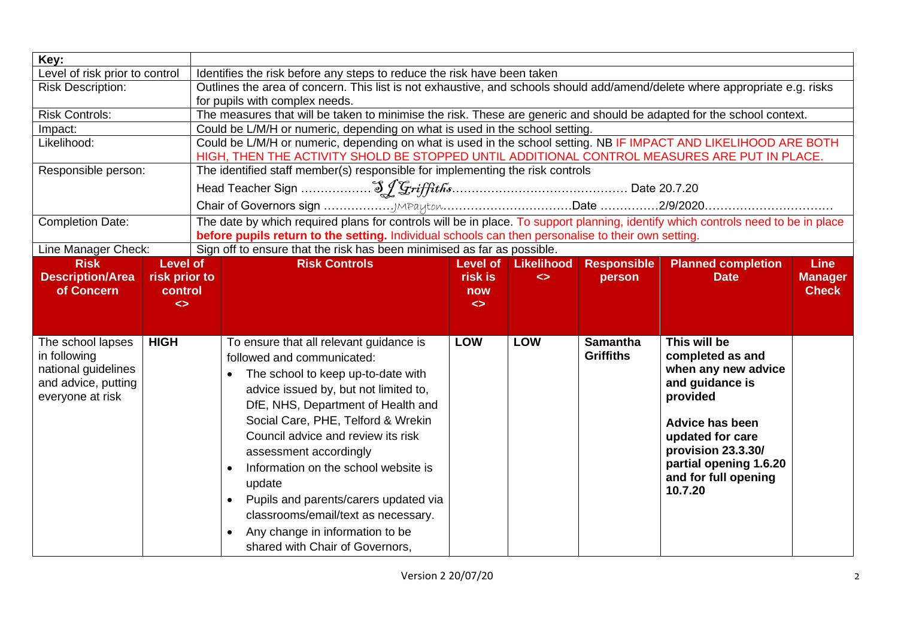| Key: | |
|---|---|
| Level of risk prior to control | Identifies the risk before any steps to reduce the risk have been taken |
| Risk Description: | Outlines the area of concern. This list is not exhaustive, and schools should add/amend/delete where appropriate e.g. risks for pupils with complex needs. |
| Risk Controls: | The measures that will be taken to minimise the risk. These are generic and should be adapted for the school context. |
| Impact: | Could be L/M/H or numeric, depending on what is used in the school setting. |
| Likelihood: | Could be L/M/H or numeric, depending on what is used in the school setting. NB IF IMPACT AND LIKELIHOOD ARE BOTH HIGH, THEN THE ACTIVITY SHOLD BE STOPPED UNTIL ADDITIONAL CONTROL MEASURES ARE PUT IN PLACE. |
| Responsible person: | The identified staff member(s) responsible for implementing the risk controls<br>Head Teacher Sign ……………… S J Griffiths……………………………………… Date 20.7.20<br>Chair of Governors sign ……………JMPayton……………………………Date ……………2/9/2020…………………………… |
| Completion Date: | The date by which required plans for controls will be in place. To support planning, identify which controls need to be in place **before pupils return to the setting.** Individual schools can then personalise to their own setting. |
| Line Manager Check: | Sign off to ensure that the risk has been minimised as far as possible. |

| Risk Description/Area of Concern | Level of risk prior to control <> | Risk Controls | Level of risk is now <> | Likelihood <> | Responsible person | Planned completion Date | Line Manager Check |
|---|---|---|---|---|---|---|---|
| The school lapses in following national guidelines and advice, putting everyone at risk | **HIGH** | To ensure that all relevant guidance is followed and communicated:<br>• The school to keep up-to-date with advice issued by, but not limited to, DfE, NHS, Department of Health and Social Care, PHE, Telford & Wrekin Council advice and review its risk assessment accordingly<br>• Information on the school website is update<br>• Pupils and parents/carers updated via classrooms/email/text as necessary.<br>• Any change in information to be shared with Chair of Governors, | **LOW** | **LOW** | **Samantha Griffiths** | **This will be completed as and when any new advice and guidance is provided**<br><br>**Advice has been updated for care provision 23.3.30/ partial opening 1.6.20 and for full opening 10.7.20** | |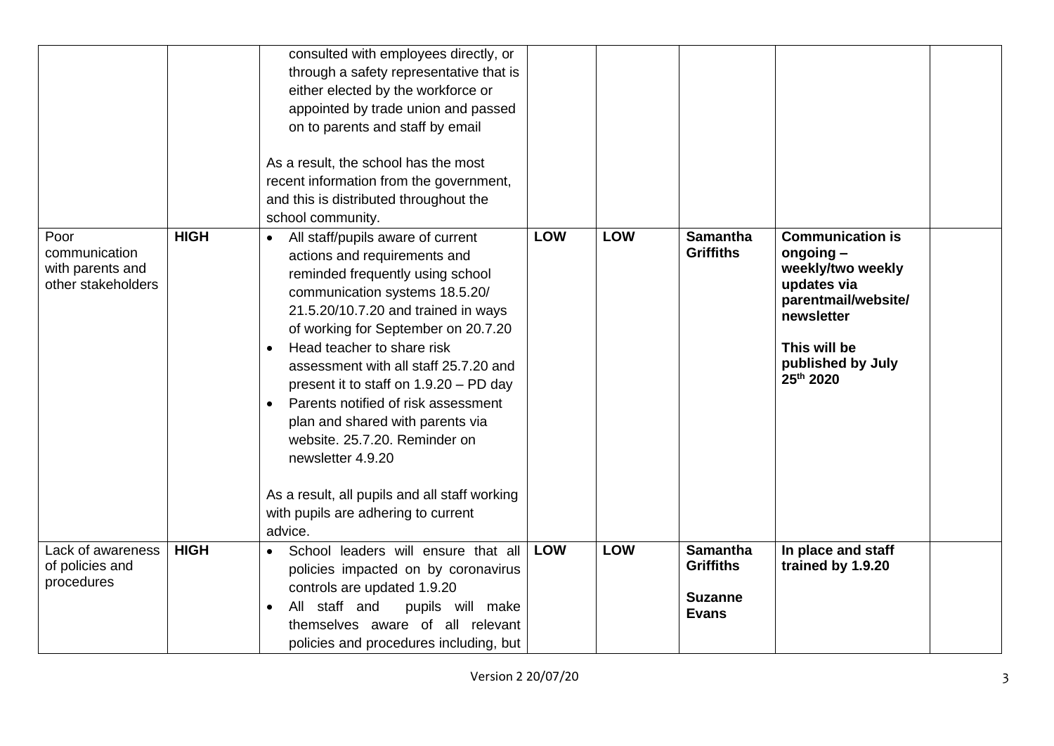| | | | | | | | |
|---|---|---|---|---|---|---|---|
| | | consulted with employees directly, or through a safety representative that is either elected by the workforce or appointed by trade union and passed on to parents and staff by email<br><br>As a result, the school has the most recent information from the government, and this is distributed throughout the school community. | | | | | |
| Poor communication with parents and other stakeholders | **HIGH** | • All staff/pupils aware of current actions and requirements and reminded frequently using school communication systems 18.5.20/ 21.5.20/10.7.20 and trained in ways of working for September on 20.7.20<br>• Head teacher to share risk assessment with all staff 25.7.20 and present it to staff on 1.9.20 – PD day<br>• Parents notified of risk assessment plan and shared with parents via website. 25.7.20. Reminder on newsletter 4.9.20<br><br>As a result, all pupils and all staff working with pupils are adhering to current advice. | **LOW** | **LOW** | **Samantha Griffiths** | **Communication is ongoing – weekly/two weekly updates via parentmail/website/ newsletter**<br><br>**This will be published by July 25th 2020** | |
| Lack of awareness of policies and procedures | **HIGH** | • School leaders will ensure that all policies impacted on by coronavirus controls are updated 1.9.20<br>• All staff and pupils will make themselves aware of all relevant policies and procedures including, but | **LOW** | **LOW** | **Samantha Griffiths**<br><br>**Suzanne Evans** | **In place and staff trained by 1.9.20** | |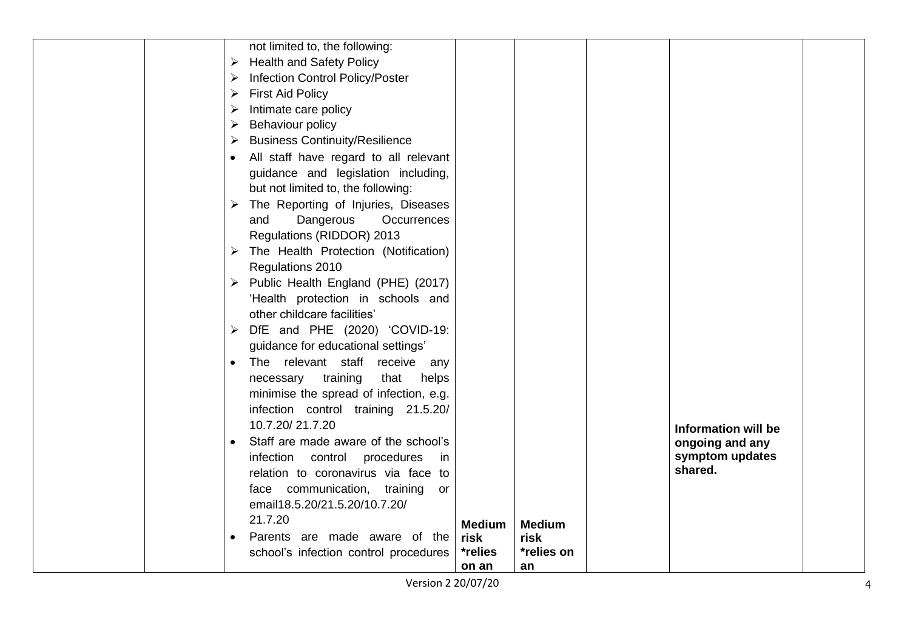| | | | | | | | |
|---|---|---|---|---|---|---|---|
| | | not limited to, the following:<br>➢ Health and Safety Policy<br>➢ Infection Control Policy/Poster<br>➢ First Aid Policy<br>➢ Intimate care policy<br>➢ Behaviour policy<br>➢ Business Continuity/Resilience<br>• All staff have regard to all relevant guidance and legislation including, but not limited to, the following:<br>➢ The Reporting of Injuries, Diseases and Dangerous Occurrences Regulations (RIDDOR) 2013<br>➢ The Health Protection (Notification) Regulations 2010<br>➢ Public Health England (PHE) (2017) 'Health protection in schools and other childcare facilities'<br>➢ DfE and PHE (2020) 'COVID-19: guidance for educational settings'<br>• The relevant staff receive any necessary training that helps minimise the spread of infection, e.g. infection control training 21.5.20/ 10.7.20/ 21.7.20<br>• Staff are made aware of the school's infection control procedures in relation to coronavirus via face to face communication, training or email18.5.20/21.5.20/10.7.20/ 21.7.20<br>• Parents are made aware of the school's infection control procedures | **Medium risk *relies on an** | **Medium risk *relies on an** | | **Information will be ongoing and any symptom updates shared.** | |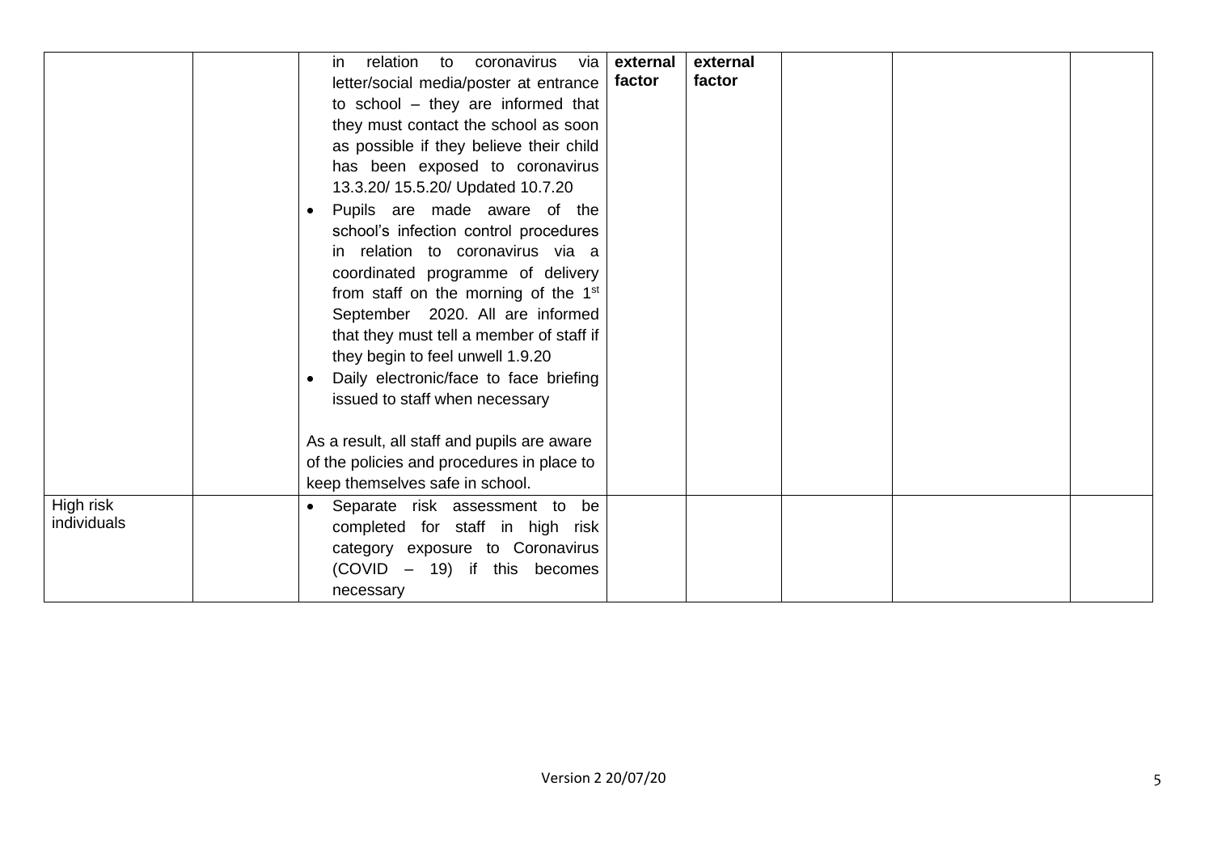| | | | | | | | |
|---|---|---|---|---|---|---|---|
| | | in relation to coronavirus via letter/social media/poster at entrance to school – they are informed that they must contact the school as soon as possible if they believe their child has been exposed to coronavirus 13.3.20/ 15.5.20/ Updated 10.7.20<br>• Pupils are made aware of the school's infection control procedures in relation to coronavirus via a coordinated programme of delivery from staff on the morning of the 1st September 2020. All are informed that they must tell a member of staff if they begin to feel unwell 1.9.20<br>• Daily electronic/face to face briefing issued to staff when necessary<br><br>As a result, all staff and pupils are aware of the policies and procedures in place to keep themselves safe in school. | **external factor** | **external factor** | | | |
| High risk individuals | | • Separate risk assessment to be completed for staff in high risk category exposure to Coronavirus (COVID – 19) if this becomes necessary | | | | | |

Version 2 20/07/20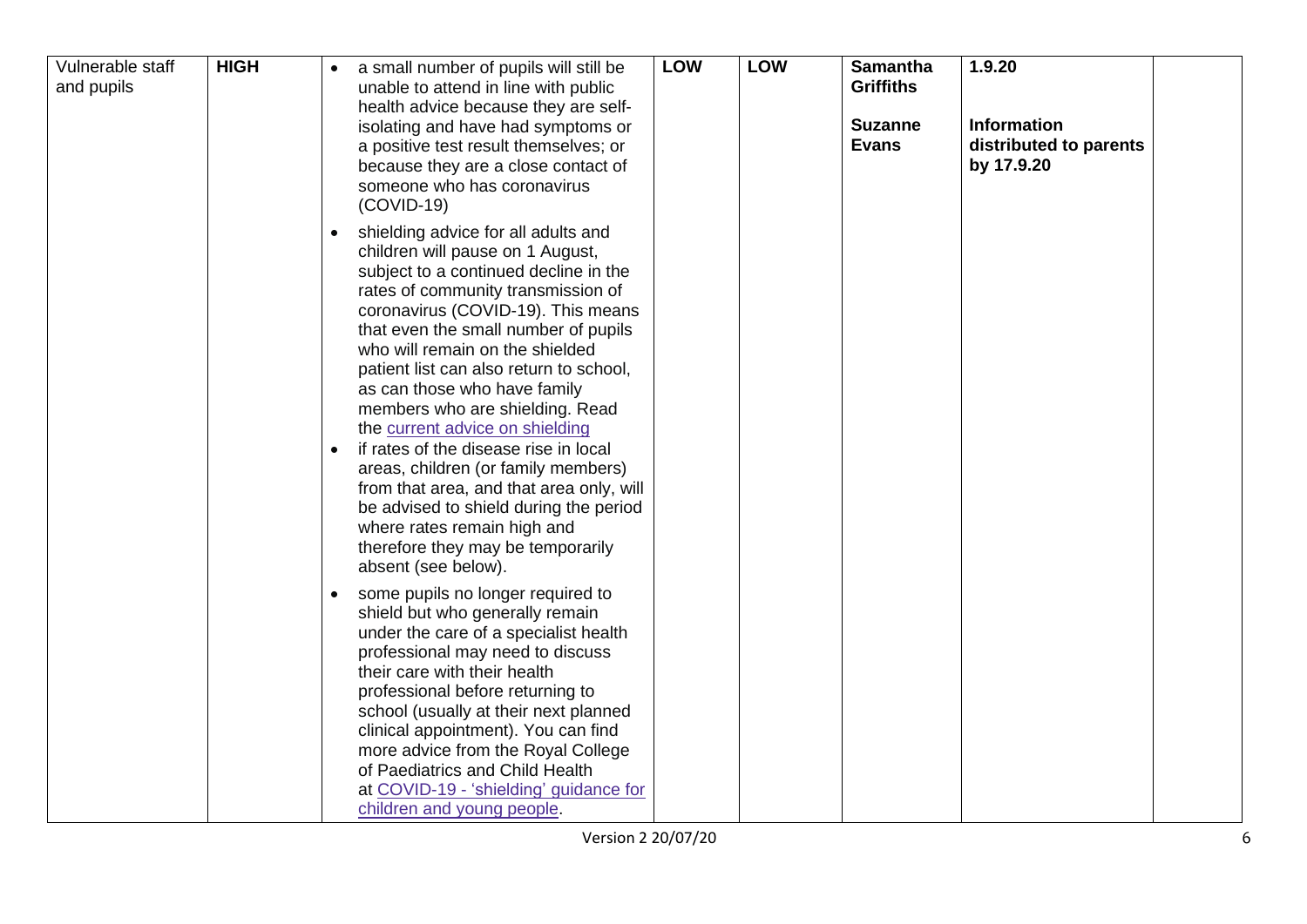| Vulnerable staff and pupils | **HIGH** | • a small number of pupils will still be unable to attend in line with public health advice because they are self-isolating and have had symptoms or a positive test result themselves; or because they are a close contact of someone who has coronavirus (COVID-19)<br><br>• shielding advice for all adults and children will pause on 1 August, subject to a continued decline in the rates of community transmission of coronavirus (COVID-19). This means that even the small number of pupils who will remain on the shielded patient list can also return to school, as can those who have family members who are shielding. Read the current advice on shielding<br>• if rates of the disease rise in local areas, children (or family members) from that area, and that area only, will be advised to shield during the period where rates remain high and therefore they may be temporarily absent (see below).<br><br>• some pupils no longer required to shield but who generally remain under the care of a specialist health professional may need to discuss their care with their health professional before returning to school (usually at their next planned clinical appointment). You can find more advice from the Royal College of Paediatrics and Child Health at COVID-19 - 'shielding' guidance for children and young people. | **LOW** | **LOW** | **Samantha Griffiths**<br><br>**Suzanne Evans** | **1.9.20**<br><br>**Information distributed to parents by 17.9.20** | |
|---|---|---|---|---|---|---|---|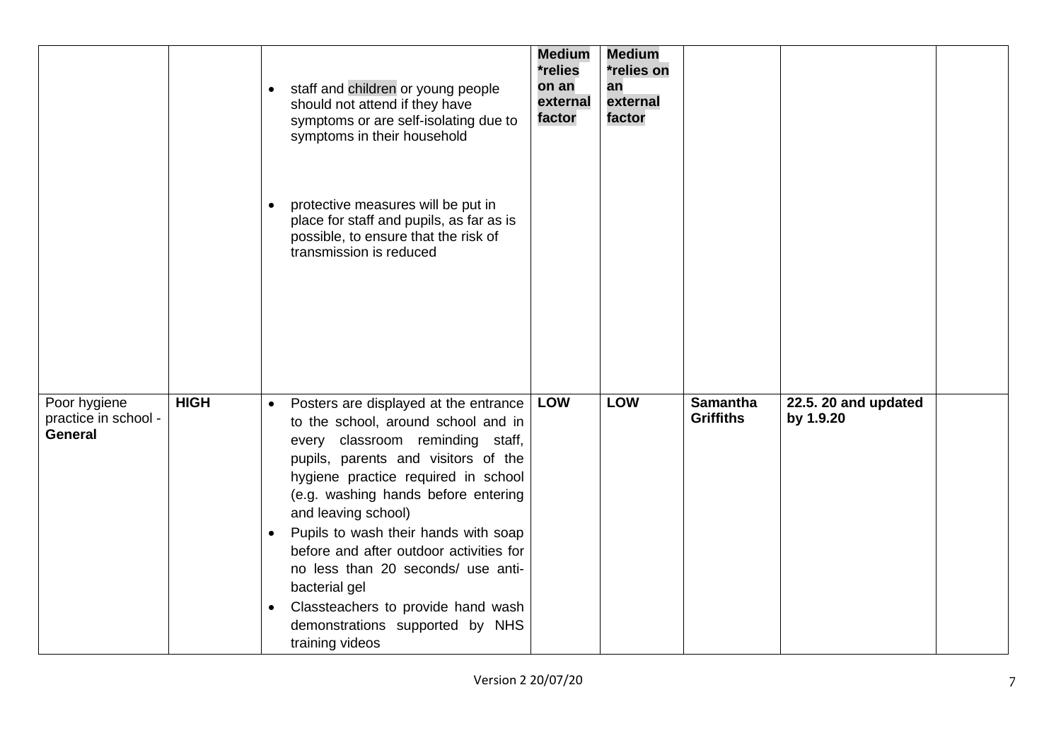| | | | | | | | |
|---|---|---|---|---|---|---|---|
| | | • staff and children or young people should not attend if they have symptoms or are self-isolating due to symptoms in their household<br><br>• protective measures will be put in place for staff and pupils, as far as is possible, to ensure that the risk of transmission is reduced | **Medium *relies on an external factor** | **Medium *relies on an external factor** | | | |
| Poor hygiene practice in school - **General** | **HIGH** | • Posters are displayed at the entrance to the school, around school and in every classroom reminding staff, pupils, parents and visitors of the hygiene practice required in school (e.g. washing hands before entering and leaving school)<br>• Pupils to wash their hands with soap before and after outdoor activities for no less than 20 seconds/ use anti-bacterial gel<br>• Classteachers to provide hand wash demonstrations supported by NHS training videos | **LOW** | **LOW** | **Samantha Griffiths** | **22.5. 20 and updated by 1.9.20** | |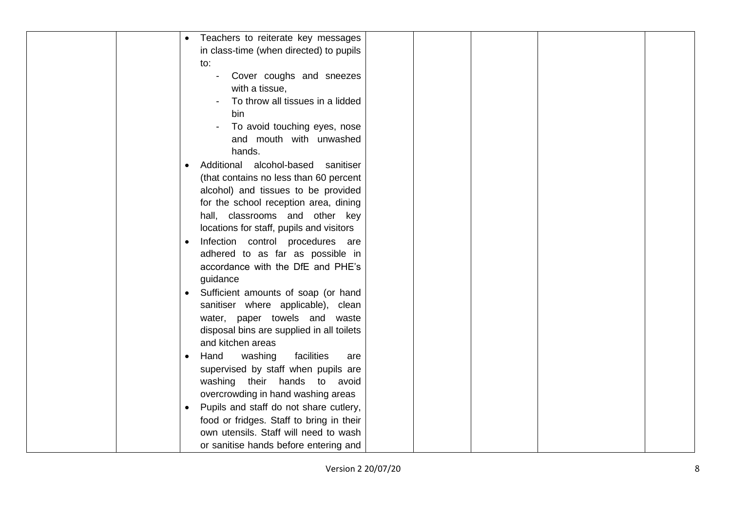| | | | | | | | |
|---|---|---|---|---|---|---|---|
| | | • Teachers to reiterate key messages in class-time (when directed) to pupils to:<br>- Cover coughs and sneezes with a tissue,<br>- To throw all tissues in a lidded bin<br>- To avoid touching eyes, nose and mouth with unwashed hands.<br>• Additional alcohol-based sanitiser (that contains no less than 60 percent alcohol) and tissues to be provided for the school reception area, dining hall, classrooms and other key locations for staff, pupils and visitors<br>• Infection control procedures are adhered to as far as possible in accordance with the DfE and PHE's guidance<br>• Sufficient amounts of soap (or hand sanitiser where applicable), clean water, paper towels and waste disposal bins are supplied in all toilets and kitchen areas<br>• Hand washing facilities are supervised by staff when pupils are washing their hands to avoid overcrowding in hand washing areas<br>• Pupils and staff do not share cutlery, food or fridges. Staff to bring in their own utensils. Staff will need to wash or sanitise hands before entering and | | | | | |

Version 2 20/07/20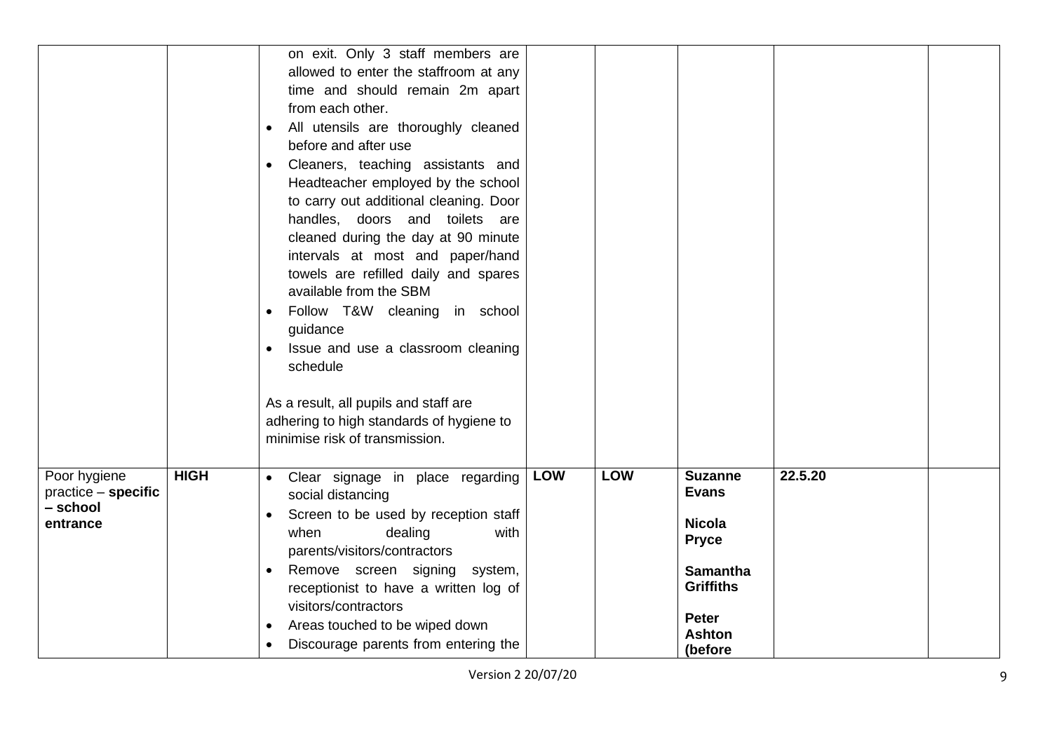| | | | | | | | |
|---|---|---|---|---|---|---|---|
| | | on exit. Only 3 staff members are allowed to enter the staffroom at any time and should remain 2m apart from each other.<br>• All utensils are thoroughly cleaned before and after use<br>• Cleaners, teaching assistants and Headteacher employed by the school to carry out additional cleaning. Door handles, doors and toilets are cleaned during the day at 90 minute intervals at most and paper/hand towels are refilled daily and spares available from the SBM<br>• Follow T&W cleaning in school guidance<br>• Issue and use a classroom cleaning schedule<br><br>As a result, all pupils and staff are adhering to high standards of hygiene to minimise risk of transmission. | | | | | |
| Poor hygiene practice – **specific – school entrance** | **HIGH** | • Clear signage in place regarding social distancing<br>• Screen to be used by reception staff when dealing with parents/visitors/contractors<br>• Remove screen signing system, receptionist to have a written log of visitors/contractors<br>• Areas touched to be wiped down<br>• Discourage parents from entering the | **LOW** | **LOW** | **Suzanne Evans**<br><br>**Nicola Pryce**<br><br>**Samantha Griffiths**<br><br>**Peter Ashton (before** | **22.5.20** | |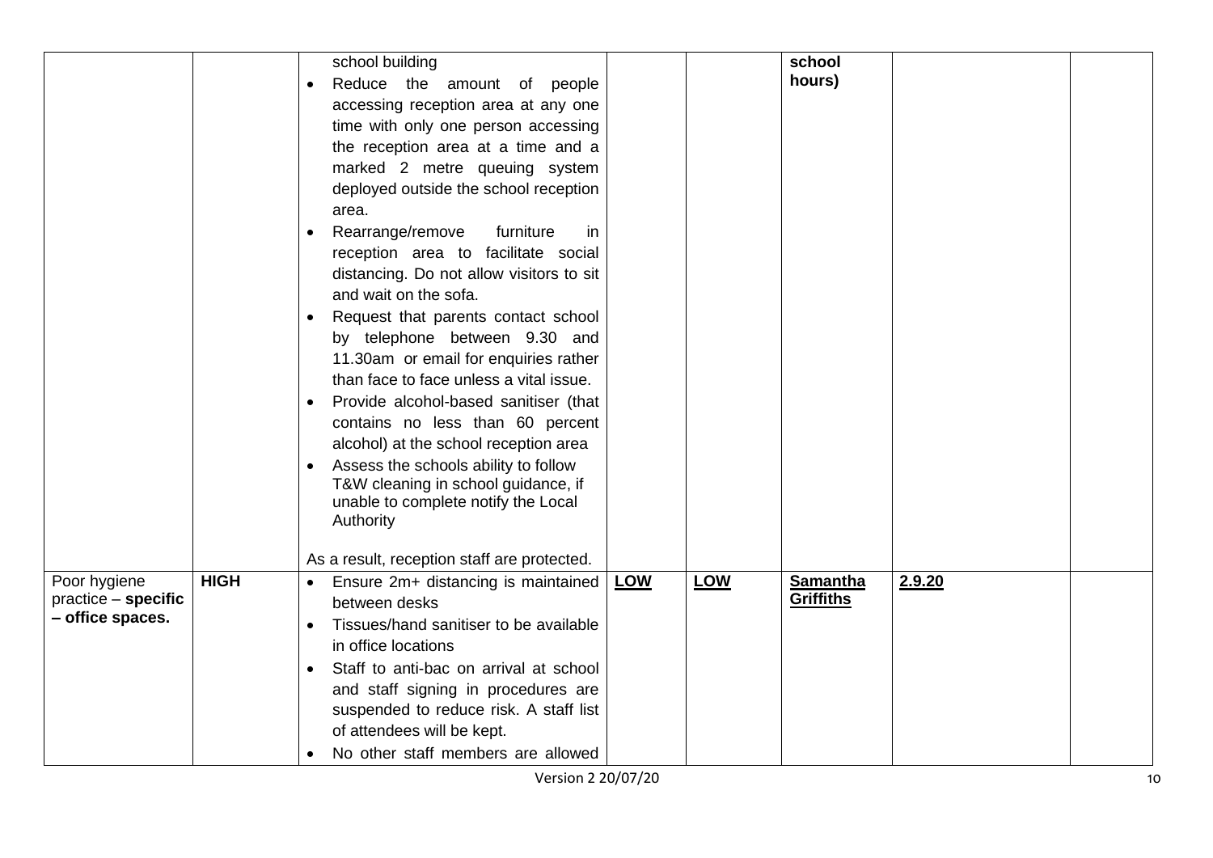| | | | | | | | |
|---|---|---|---|---|---|---|---|
| | | school building<br>• Reduce the amount of people accessing reception area at any one time with only one person accessing the reception area at a time and a marked 2 metre queuing system deployed outside the school reception area.<br>• Rearrange/remove furniture in reception area to facilitate social distancing. Do not allow visitors to sit and wait on the sofa.<br>• Request that parents contact school by telephone between 9.30 and 11.30am or email for enquiries rather than face to face unless a vital issue.<br>• Provide alcohol-based sanitiser (that contains no less than 60 percent alcohol) at the school reception area<br>• Assess the schools ability to follow T&W cleaning in school guidance, if unable to complete notify the Local Authority<br><br>As a result, reception staff are protected. | | | **school hours)** | | |
| Poor hygiene practice – **specific – office spaces.** | **HIGH** | • Ensure 2m+ distancing is maintained between desks<br>• Tissues/hand sanitiser to be available in office locations<br>• Staff to anti-bac on arrival at school and staff signing in procedures are suspended to reduce risk. A staff list of attendees will be kept.<br>• No other staff members are allowed | **LOW** | **LOW** | **Samantha Griffiths** | **2.9.20** | |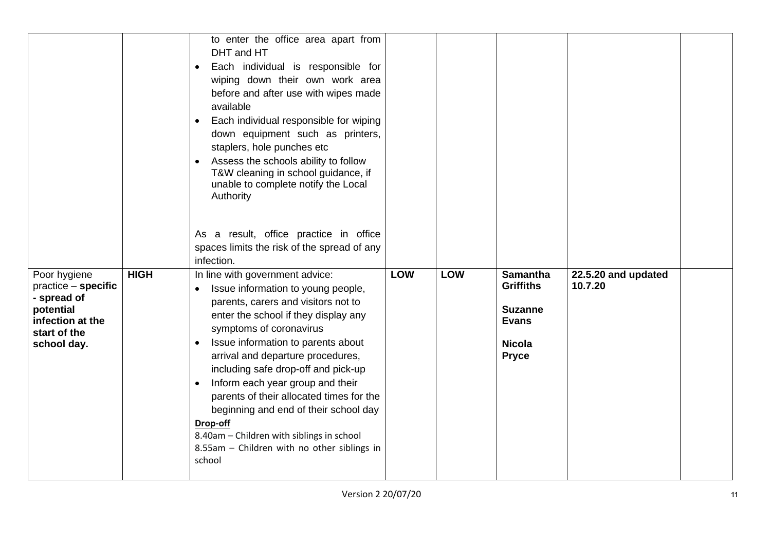| | | | | | | | |
|---|---|---|---|---|---|---|---|
| | | to enter the office area apart from DHT and HT<br>• Each individual is responsible for wiping down their own work area before and after use with wipes made available<br>• Each individual responsible for wiping down equipment such as printers, staplers, hole punches etc<br>• Assess the schools ability to follow T&W cleaning in school guidance, if unable to complete notify the Local Authority<br><br>As a result, office practice in office spaces limits the risk of the spread of any infection. | | | | | |
| Poor hygiene practice – **specific - spread of potential infection at the start of the school day.** | **HIGH** | In line with government advice:<br>• Issue information to young people, parents, carers and visitors not to enter the school if they display any symptoms of coronavirus<br>• Issue information to parents about arrival and departure procedures, including safe drop-off and pick-up<br>• Inform each year group and their parents of their allocated times for the beginning and end of their school day<br>**Drop-off**<br>8.40am – Children with siblings in school<br>8.55am – Children with no other siblings in school | **LOW** | **LOW** | **Samantha Griffiths**<br><br>**Suzanne Evans**<br><br>**Nicola Pryce** | **22.5.20 and updated 10.7.20** | |

Version 2 20/07/20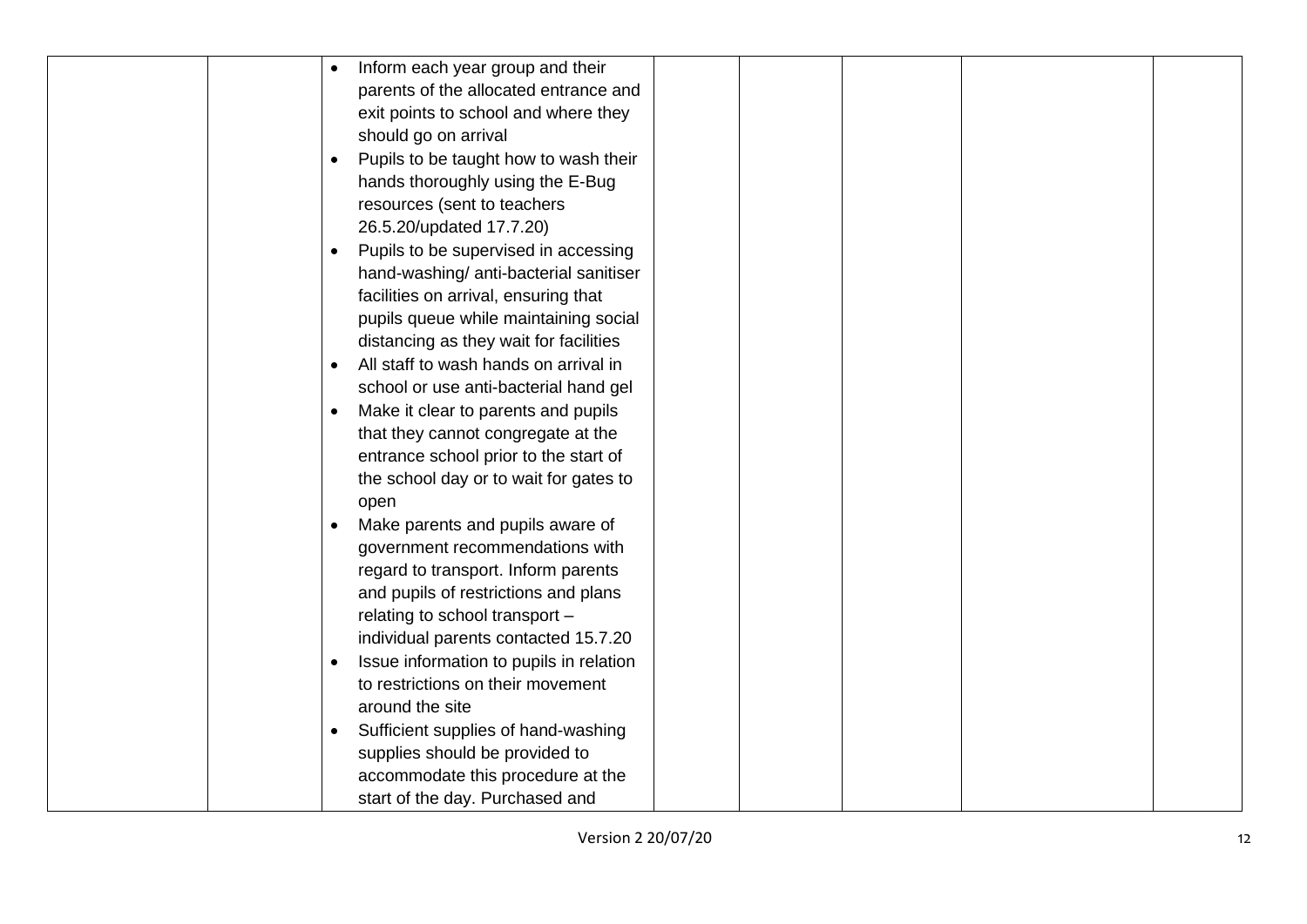|  |  |  |  |  |  |  |  |
|---|---|---|---|---|---|---|---|
|  |  | • Inform each year group and their parents of the allocated entrance and exit points to school and where they should go on arrival<br>• Pupils to be taught how to wash their hands thoroughly using the E-Bug resources (sent to teachers 26.5.20/updated 17.7.20)<br>• Pupils to be supervised in accessing hand-washing/ anti-bacterial sanitiser facilities on arrival, ensuring that pupils queue while maintaining social distancing as they wait for facilities<br>• All staff to wash hands on arrival in school or use anti-bacterial hand gel<br>• Make it clear to parents and pupils that they cannot congregate at the entrance school prior to the start of the school day or to wait for gates to open<br>• Make parents and pupils aware of government recommendations with regard to transport. Inform parents and pupils of restrictions and plans relating to school transport – individual parents contacted 15.7.20<br>• Issue information to pupils in relation to restrictions on their movement around the site<br>• Sufficient supplies of hand-washing supplies should be provided to accommodate this procedure at the start of the day. Purchased and |  |  |  |  |  |

Version 2 20/07/20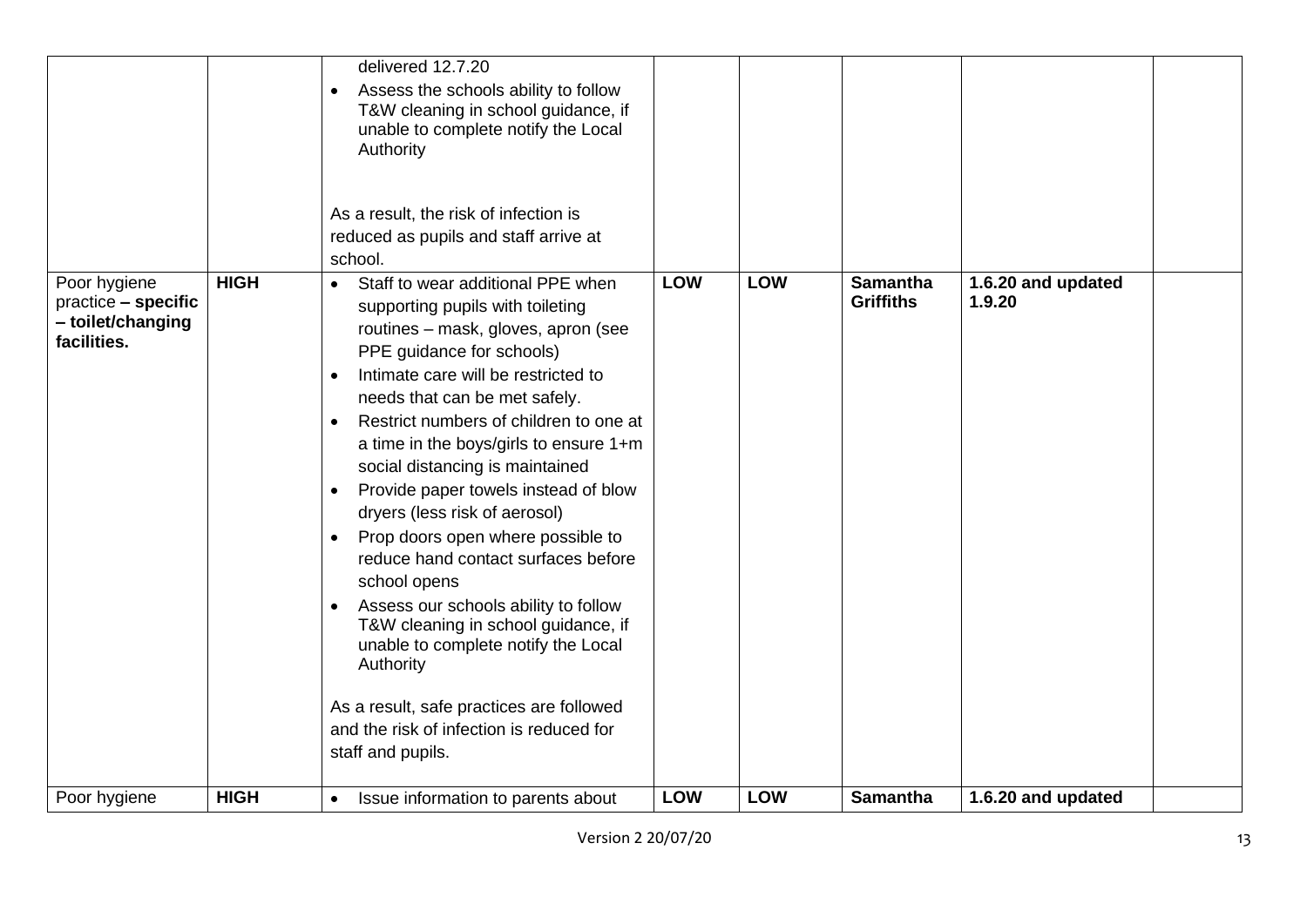| | | | | | | | |
|---|---|---|---|---|---|---|---|
| | | delivered 12.7.20<br>• Assess the schools ability to follow T&W cleaning in school guidance, if unable to complete notify the Local Authority<br><br>As a result, the risk of infection is reduced as pupils and staff arrive at school. | | | | | |
| Poor hygiene practice **– specific – toilet/changing facilities.** | **HIGH** | • Staff to wear additional PPE when supporting pupils with toileting routines – mask, gloves, apron (see PPE guidance for schools)<br>• Intimate care will be restricted to needs that can be met safely.<br>• Restrict numbers of children to one at a time in the boys/girls to ensure 1+m social distancing is maintained<br>• Provide paper towels instead of blow dryers (less risk of aerosol)<br>• Prop doors open where possible to reduce hand contact surfaces before school opens<br>• Assess our schools ability to follow T&W cleaning in school guidance, if unable to complete notify the Local Authority<br><br>As a result, safe practices are followed and the risk of infection is reduced for staff and pupils. | **LOW** | **LOW** | **Samantha Griffiths** | **1.6.20 and updated 1.9.20** | |
| Poor hygiene | **HIGH** | • Issue information to parents about | **LOW** | **LOW** | **Samantha** | **1.6.20 and updated** | |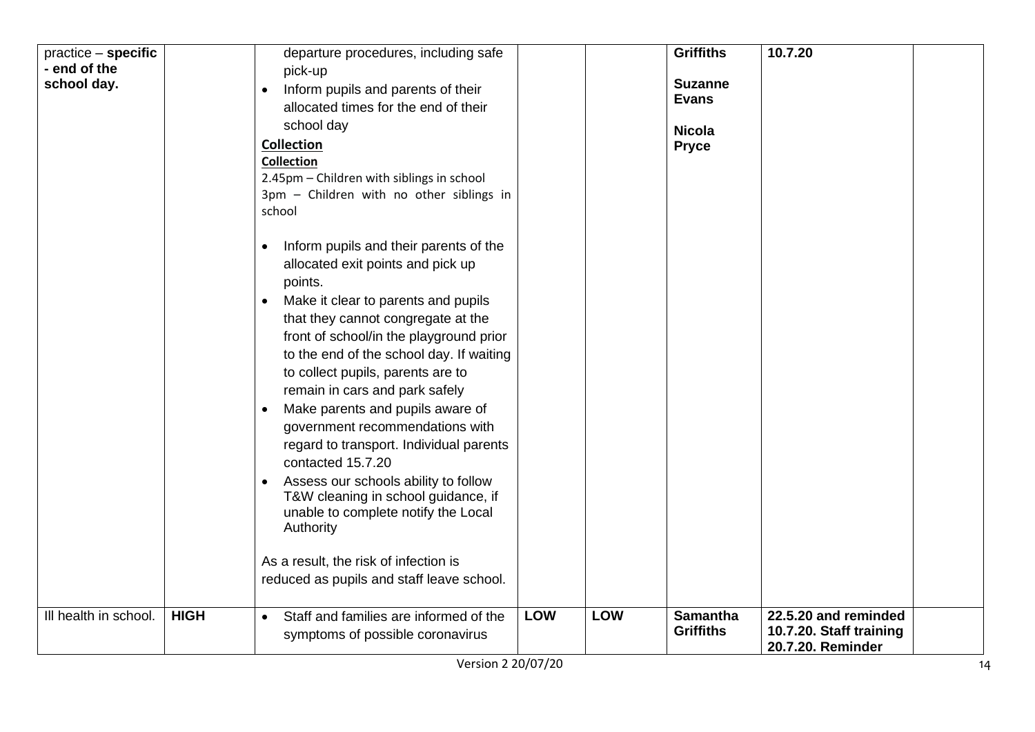| practice – **specific - end of the school day.** | | departure procedures, including safe pick-up<br>• Inform pupils and parents of their allocated times for the end of their school day<br>**Collection**<br>**Collection**<br>2.45pm – Children with siblings in school<br>3pm – Children with no other siblings in school<br><br>• Inform pupils and their parents of the allocated exit points and pick up points.<br>• Make it clear to parents and pupils that they cannot congregate at the front of school/in the playground prior to the end of the school day. If waiting to collect pupils, parents are to remain in cars and park safely<br>• Make parents and pupils aware of government recommendations with regard to transport. Individual parents contacted 15.7.20<br>• Assess our schools ability to follow T&W cleaning in school guidance, if unable to complete notify the Local Authority<br><br>As a result, the risk of infection is reduced as pupils and staff leave school. | | | **Griffiths**<br><br>**Suzanne Evans**<br><br>**Nicola Pryce** | **10.7.20** | |
|---|---|---|---|---|---|---|---|
| Ill health in school. | **HIGH** | • Staff and families are informed of the symptoms of possible coronavirus | **LOW** | **LOW** | **Samantha Griffiths** | **22.5.20 and reminded 10.7.20. Staff training 20.7.20. Reminder** | |

Version 2 20/07/20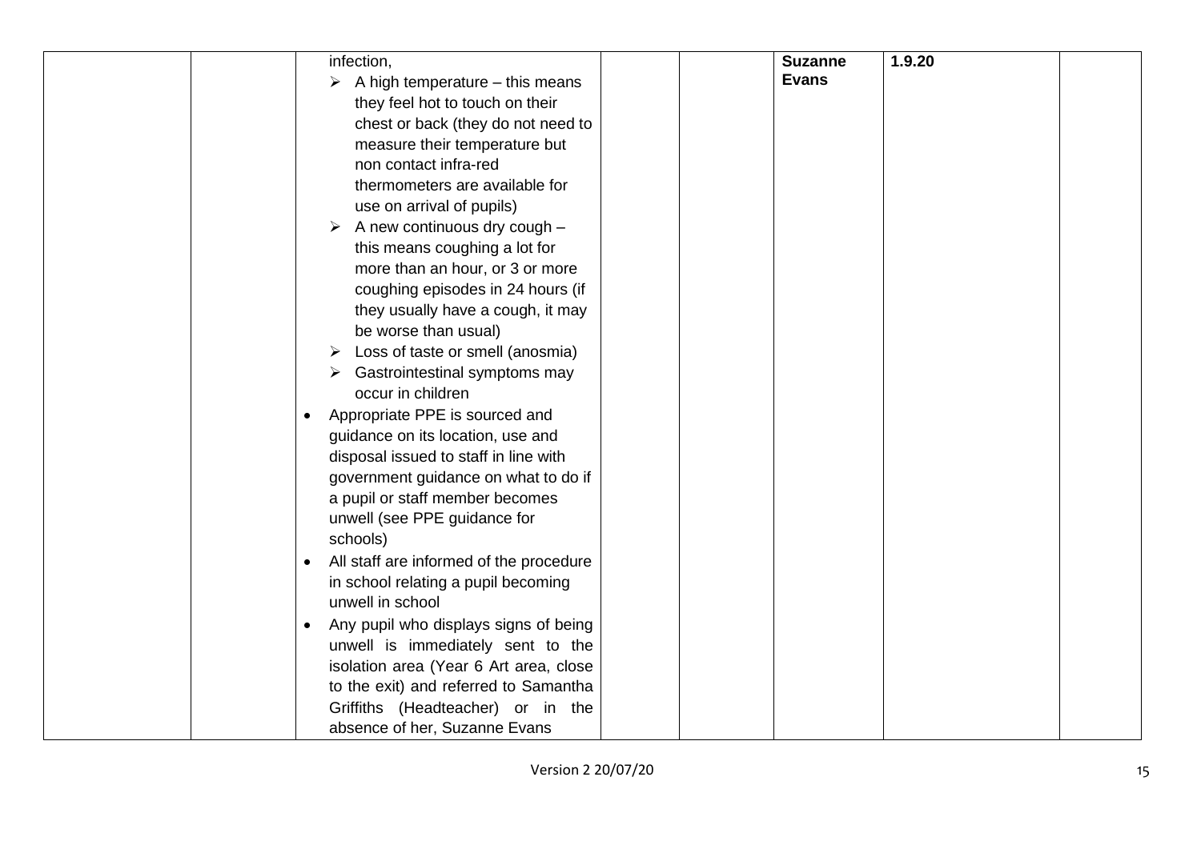|  |  |  |  |  |  |  |  |
|---|---|---|---|---|---|---|---|
|  |  | infection,<br>➢ A high temperature – this means they feel hot to touch on their chest or back (they do not need to measure their temperature but non contact infra-red thermometers are available for use on arrival of pupils)<br>➢ A new continuous dry cough – this means coughing a lot for more than an hour, or 3 or more coughing episodes in 24 hours (if they usually have a cough, it may be worse than usual)<br>➢ Loss of taste or smell (anosmia)<br>➢ Gastrointestinal symptoms may occur in children<br>• Appropriate PPE is sourced and guidance on its location, use and disposal issued to staff in line with government guidance on what to do if a pupil or staff member becomes unwell (see PPE guidance for schools)<br>• All staff are informed of the procedure in school relating a pupil becoming unwell in school<br>• Any pupil who displays signs of being unwell is immediately sent to the isolation area (Year 6 Art area, close to the exit) and referred to Samantha Griffiths (Headteacher) or in the absence of her, Suzanne Evans |  |  | **Suzanne Evans** | **1.9.20** |  |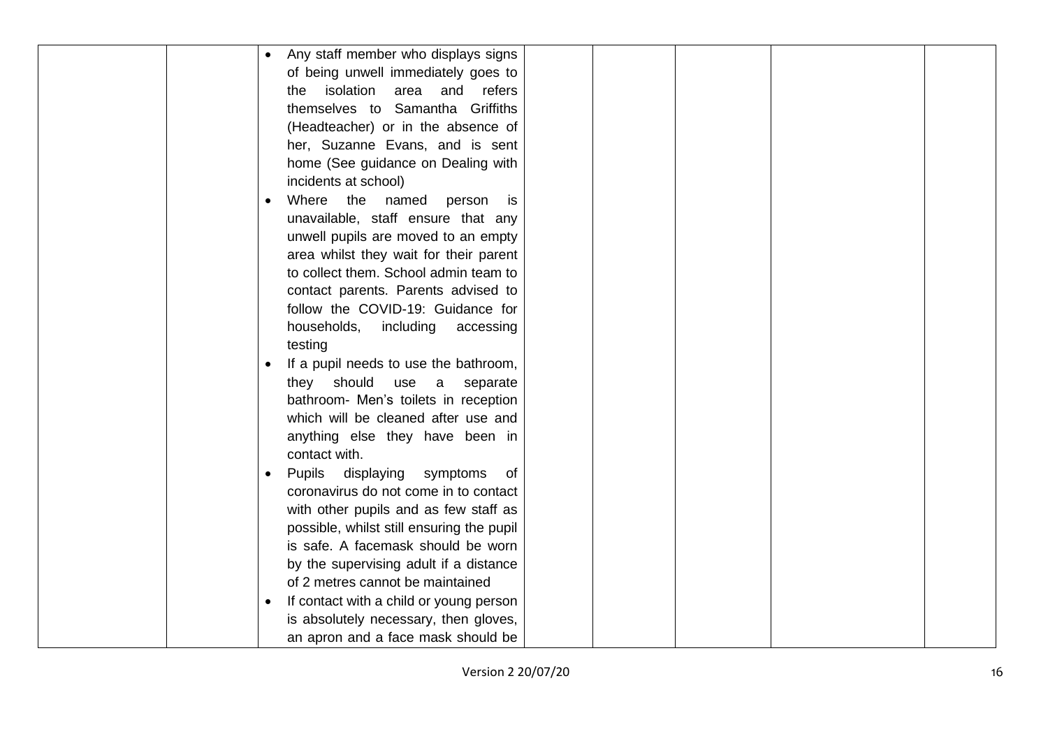|  |  |  |  |  |  |  |
| --- | --- | --- | --- | --- | --- | --- |
|  |  | • Any staff member who displays signs of being unwell immediately goes to the isolation area and refers themselves to Samantha Griffiths (Headteacher) or in the absence of her, Suzanne Evans, and is sent home (See guidance on Dealing with incidents at school)<br>• Where the named person is unavailable, staff ensure that any unwell pupils are moved to an empty area whilst they wait for their parent to collect them. School admin team to contact parents. Parents advised to follow the COVID-19: Guidance for households, including accessing testing<br>• If a pupil needs to use the bathroom, they should use a separate bathroom- Men's toilets in reception which will be cleaned after use and anything else they have been in contact with.<br>• Pupils displaying symptoms of coronavirus do not come in to contact with other pupils and as few staff as possible, whilst still ensuring the pupil is safe. A facemask should be worn by the supervising adult if a distance of 2 metres cannot be maintained<br>• If contact with a child or young person is absolutely necessary, then gloves, an apron and a face mask should be |  |  |  |  |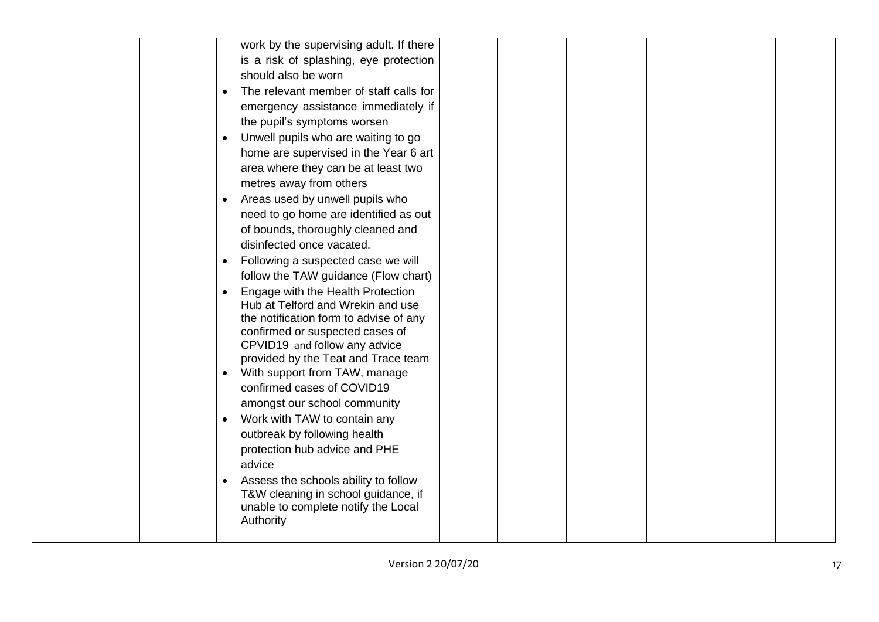| | | | | | | | |
|---|---|---|---|---|---|---|---|
| | | work by the supervising adult. If there is a risk of splashing, eye protection should also be worn<br>• The relevant member of staff calls for emergency assistance immediately if the pupil's symptoms worsen<br>• Unwell pupils who are waiting to go home are supervised in the Year 6 art area where they can be at least two metres away from others<br>• Areas used by unwell pupils who need to go home are identified as out of bounds, thoroughly cleaned and disinfected once vacated.<br>• Following a suspected case we will follow the TAW guidance (Flow chart)<br>• Engage with the Health Protection Hub at Telford and Wrekin and use the notification form to advise of any confirmed or suspected cases of CPVID19 and follow any advice provided by the Teat and Trace team<br>• With support from TAW, manage confirmed cases of COVID19 amongst our school community<br>• Work with TAW to contain any outbreak by following health protection hub advice and PHE advice<br>• Assess the schools ability to follow T&W cleaning in school guidance, if unable to complete notify the Local Authority | | | | | |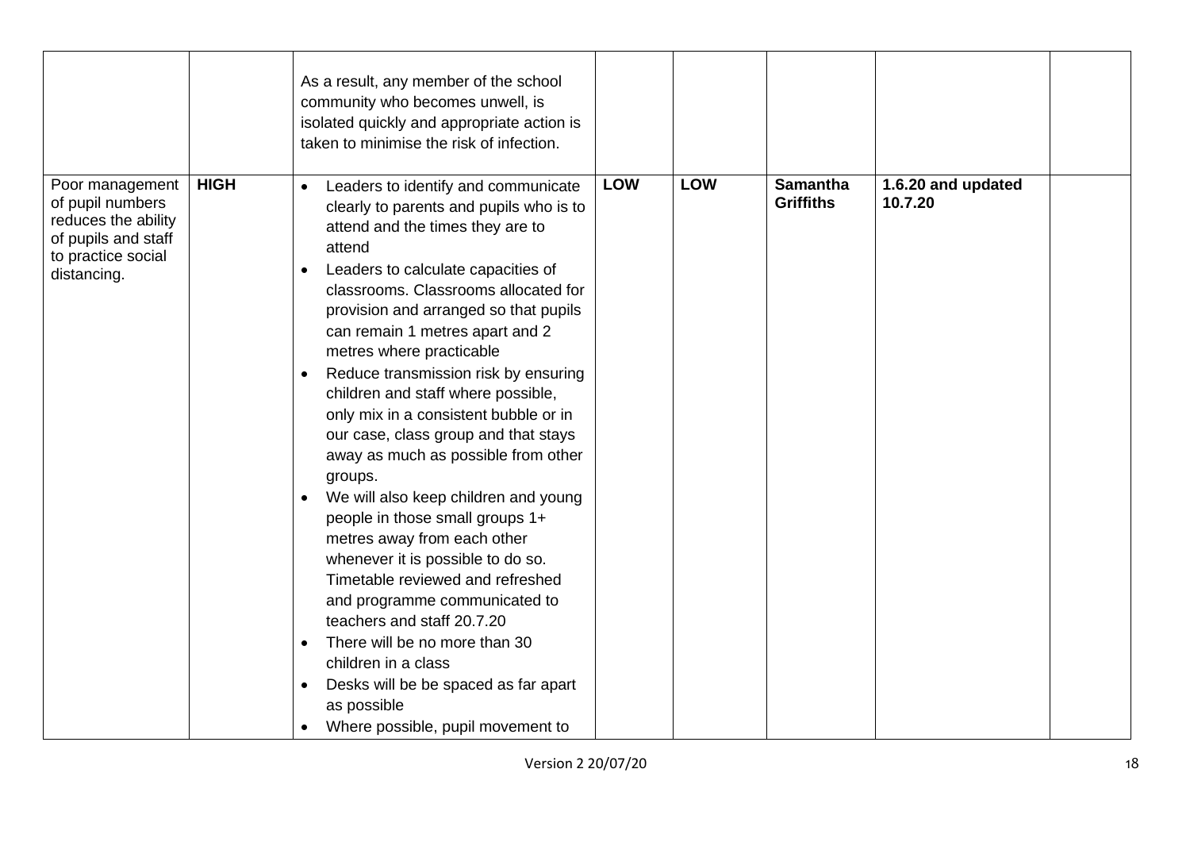| | | | | | | | |
|---|---|---|---|---|---|---|---|
| | | As a result, any member of the school community who becomes unwell, is isolated quickly and appropriate action is taken to minimise the risk of infection. | | | | | |
| Poor management of pupil numbers reduces the ability of pupils and staff to practice social distancing. | **HIGH** | • Leaders to identify and communicate clearly to parents and pupils who is to attend and the times they are to attend<br>• Leaders to calculate capacities of classrooms. Classrooms allocated for provision and arranged so that pupils can remain 1 metres apart and 2 metres where practicable<br>• Reduce transmission risk by ensuring children and staff where possible, only mix in a consistent bubble or in our case, class group and that stays away as much as possible from other groups.<br>• We will also keep children and young people in those small groups 1+ metres away from each other whenever it is possible to do so. Timetable reviewed and refreshed and programme communicated to teachers and staff 20.7.20<br>• There will be no more than 30 children in a class<br>• Desks will be be spaced as far apart as possible<br>• Where possible, pupil movement to | **LOW** | **LOW** | **Samantha Griffiths** | **1.6.20 and updated 10.7.20** | |

Version 2 20/07/20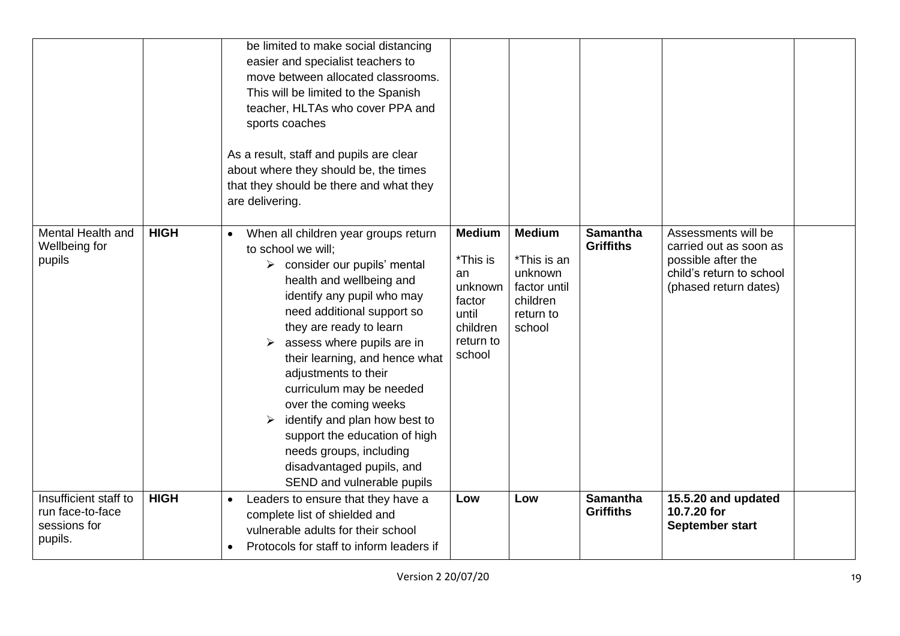| | | | | | | | |
|---|---|---|---|---|---|---|---|
| | | be limited to make social distancing easier and specialist teachers to move between allocated classrooms. This will be limited to the Spanish teacher, HLTAs who cover PPA and sports coaches<br><br>As a result, staff and pupils are clear about where they should be, the times that they should be there and what they are delivering. | | | | | |
| Mental Health and Wellbeing for pupils | **HIGH** | • When all children year groups return to school we will;<br>➢ consider our pupils' mental health and wellbeing and identify any pupil who may need additional support so they are ready to learn<br>➢ assess where pupils are in their learning, and hence what adjustments to their curriculum may be needed over the coming weeks<br>➢ identify and plan how best to support the education of high needs groups, including disadvantaged pupils, and SEND and vulnerable pupils | **Medium**<br><br>*This is an unknown factor until children return to school | **Medium**<br><br>*This is an unknown factor until children return to school | **Samantha Griffiths** | Assessments will be carried out as soon as possible after the child's return to school (phased return dates) | |
| Insufficient staff to run face-to-face sessions for pupils. | **HIGH** | • Leaders to ensure that they have a complete list of shielded and vulnerable adults for their school<br>• Protocols for staff to inform leaders if | **Low** | **Low** | **Samantha Griffiths** | **15.5.20 and updated 10.7.20 for September start** | |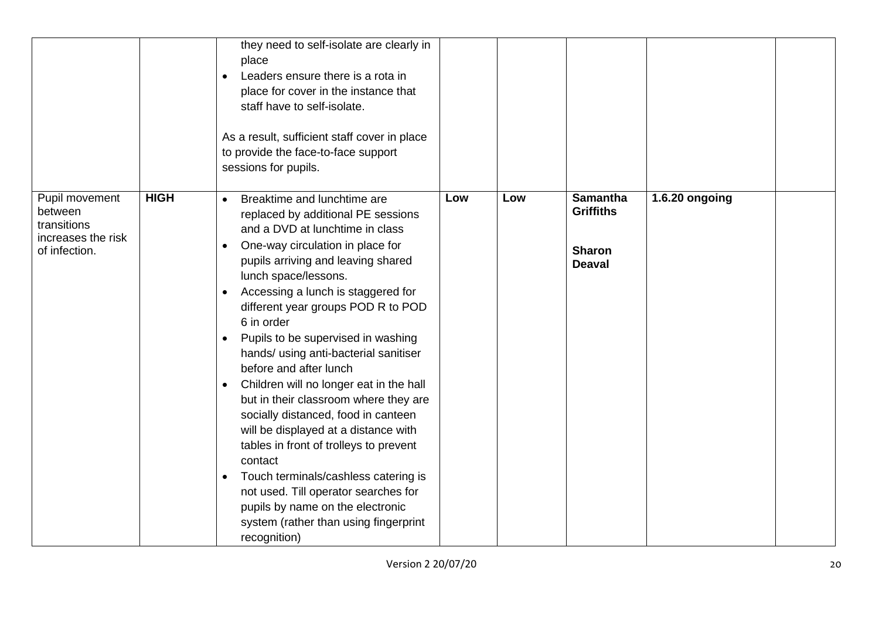| | | | | | | | |
|---|---|---|---|---|---|---|---|
| | | they need to self-isolate are clearly in place<br>• Leaders ensure there is a rota in place for cover in the instance that staff have to self-isolate.<br><br>As a result, sufficient staff cover in place to provide the face-to-face support sessions for pupils. | | | | | |
| Pupil movement between transitions increases the risk of infection. | **HIGH** | • Breaktime and lunchtime are replaced by additional PE sessions and a DVD at lunchtime in class<br>• One-way circulation in place for pupils arriving and leaving shared lunch space/lessons.<br>• Accessing a lunch is staggered for different year groups POD R to POD 6 in order<br>• Pupils to be supervised in washing hands/ using anti-bacterial sanitiser before and after lunch<br>• Children will no longer eat in the hall but in their classroom where they are socially distanced, food in canteen will be displayed at a distance with tables in front of trolleys to prevent contact<br>• Touch terminals/cashless catering is not used. Till operator searches for pupils by name on the electronic system (rather than using fingerprint recognition) | **Low** | **Low** | **Samantha Griffiths**<br><br>**Sharon Deaval** | **1.6.20 ongoing** | |

Version 2 20/07/20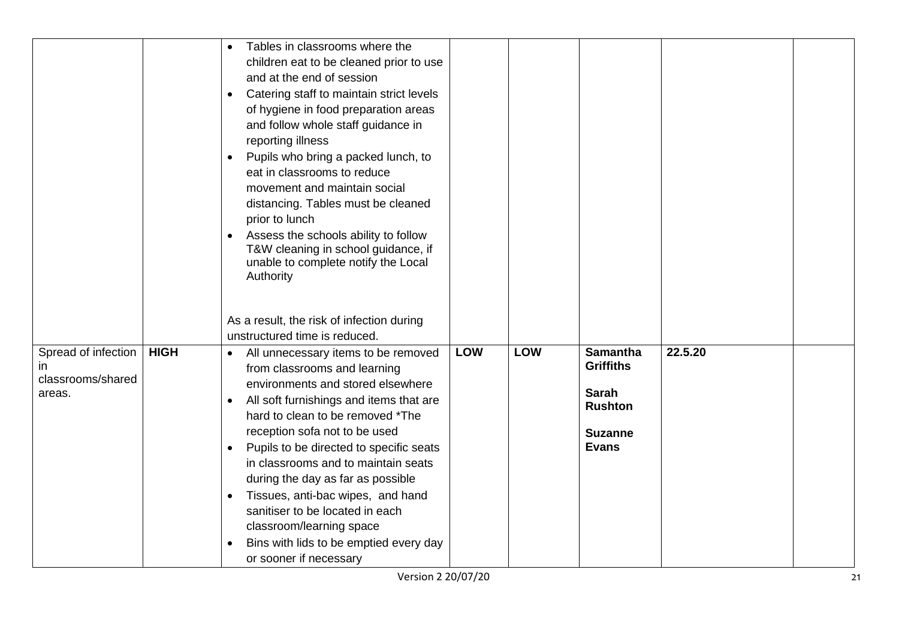| | | | | | | | |
|---|---|---|---|---|---|---|---|
| | | • Tables in classrooms where the children eat to be cleaned prior to use and at the end of session<br>• Catering staff to maintain strict levels of hygiene in food preparation areas and follow whole staff guidance in reporting illness<br>• Pupils who bring a packed lunch, to eat in classrooms to reduce movement and maintain social distancing. Tables must be cleaned prior to lunch<br>• Assess the schools ability to follow T&W cleaning in school guidance, if unable to complete notify the Local Authority<br><br>As a result, the risk of infection during unstructured time is reduced. | | | | | |
| Spread of infection in classrooms/shared areas. | **HIGH** | • All unnecessary items to be removed from classrooms and learning environments and stored elsewhere<br>• All soft furnishings and items that are hard to clean to be removed *The reception sofa not to be used<br>• Pupils to be directed to specific seats in classrooms and to maintain seats during the day as far as possible<br>• Tissues, anti-bac wipes, and hand sanitiser to be located in each classroom/learning space<br>• Bins with lids to be emptied every day or sooner if necessary | **LOW** | **LOW** | **Samantha Griffiths**<br><br>**Sarah Rushton**<br><br>**Suzanne Evans** | **22.5.20** | |

Version 2 20/07/20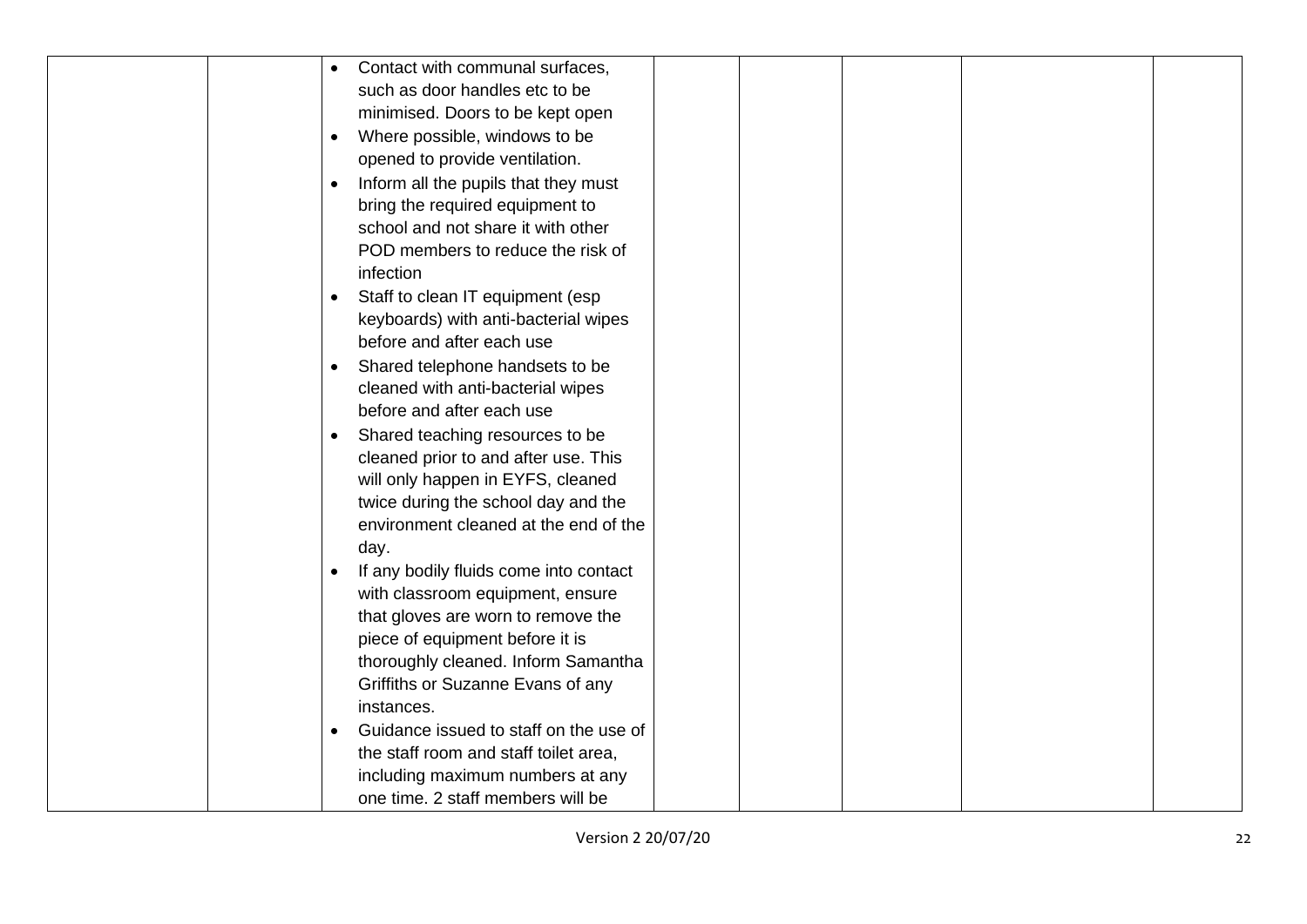| | | | | | | | |
|---|---|---|---|---|---|---|---|
| | | • Contact with communal surfaces, such as door handles etc to be minimised. Doors to be kept open<br>• Where possible, windows to be opened to provide ventilation.<br>• Inform all the pupils that they must bring the required equipment to school and not share it with other POD members to reduce the risk of infection<br>• Staff to clean IT equipment (esp keyboards) with anti-bacterial wipes before and after each use<br>• Shared telephone handsets to be cleaned with anti-bacterial wipes before and after each use<br>• Shared teaching resources to be cleaned prior to and after use. This will only happen in EYFS, cleaned twice during the school day and the environment cleaned at the end of the day.<br>• If any bodily fluids come into contact with classroom equipment, ensure that gloves are worn to remove the piece of equipment before it is thoroughly cleaned. Inform Samantha Griffiths or Suzanne Evans of any instances.<br>• Guidance issued to staff on the use of the staff room and staff toilet area, including maximum numbers at any one time. 2 staff members will be | | | | | |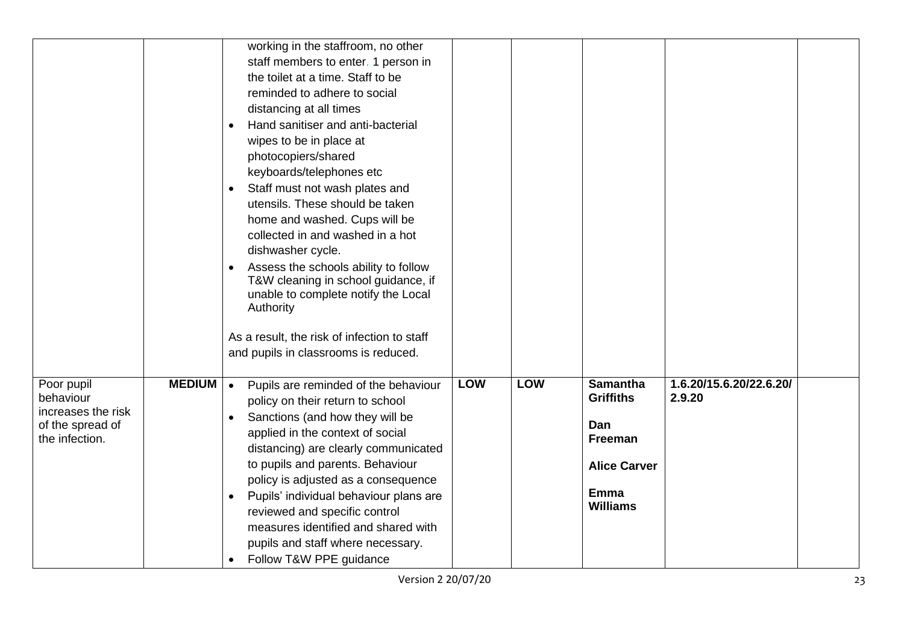| | | | | | | | |
|---|---|---|---|---|---|---|---|
| | | working in the staffroom, no other staff members to enter. 1 person in the toilet at a time. Staff to be reminded to adhere to social distancing at all times<br>• Hand sanitiser and anti-bacterial wipes to be in place at photocopiers/shared keyboards/telephones etc<br>• Staff must not wash plates and utensils. These should be taken home and washed. Cups will be collected in and washed in a hot dishwasher cycle.<br>• Assess the schools ability to follow T&W cleaning in school guidance, if unable to complete notify the Local Authority<br><br>As a result, the risk of infection to staff and pupils in classrooms is reduced. | | | | | |
| Poor pupil behaviour increases the risk of the spread of the infection. | **MEDIUM** | • Pupils are reminded of the behaviour policy on their return to school<br>• Sanctions (and how they will be applied in the context of social distancing) are clearly communicated to pupils and parents. Behaviour policy is adjusted as a consequence<br>• Pupils' individual behaviour plans are reviewed and specific control measures identified and shared with pupils and staff where necessary.<br>• Follow T&W PPE guidance | **LOW** | **LOW** | **Samantha Griffiths**<br><br>**Dan Freeman**<br><br>**Alice Carver**<br><br>**Emma Williams** | **1.6.20/15.6.20/22.6.20/ 2.9.20** | |

Version 2 20/07/20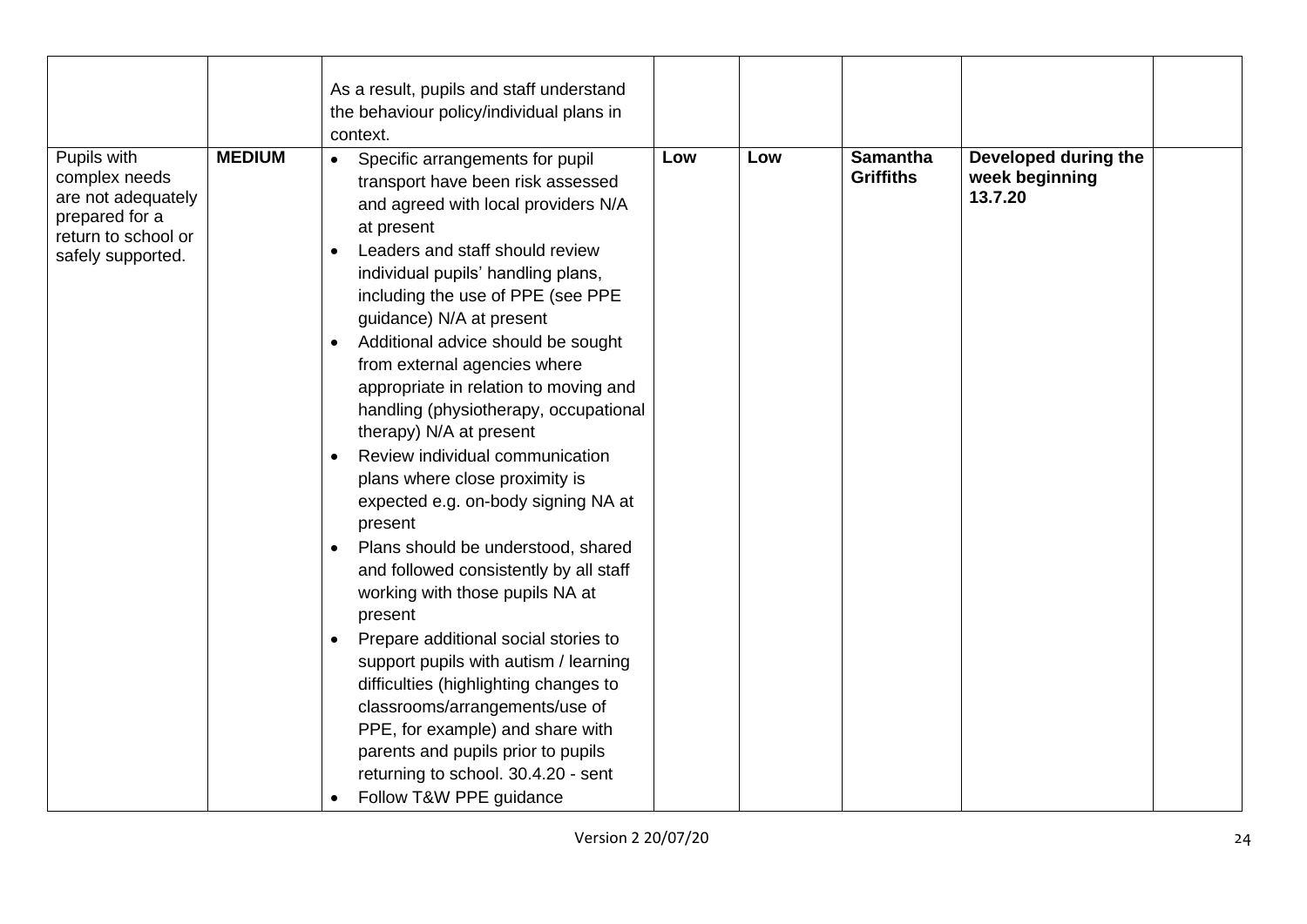| | | | | | | | |
|---|---|---|---|---|---|---|---|
| | | As a result, pupils and staff understand the behaviour policy/individual plans in context. | | | | | |
| Pupils with complex needs are not adequately prepared for a return to school or safely supported. | **MEDIUM** | • Specific arrangements for pupil transport have been risk assessed and agreed with local providers N/A at present<br>• Leaders and staff should review individual pupils' handling plans, including the use of PPE (see PPE guidance) N/A at present<br>• Additional advice should be sought from external agencies where appropriate in relation to moving and handling (physiotherapy, occupational therapy) N/A at present<br>• Review individual communication plans where close proximity is expected e.g. on-body signing NA at present<br>• Plans should be understood, shared and followed consistently by all staff working with those pupils NA at present<br>• Prepare additional social stories to support pupils with autism / learning difficulties (highlighting changes to classrooms/arrangements/use of PPE, for example) and share with parents and pupils prior to pupils returning to school. 30.4.20 - sent<br>• Follow T&W PPE guidance | **Low** | **Low** | **Samantha Griffiths** | **Developed during the week beginning 13.7.20** | |

Version 2 20/07/20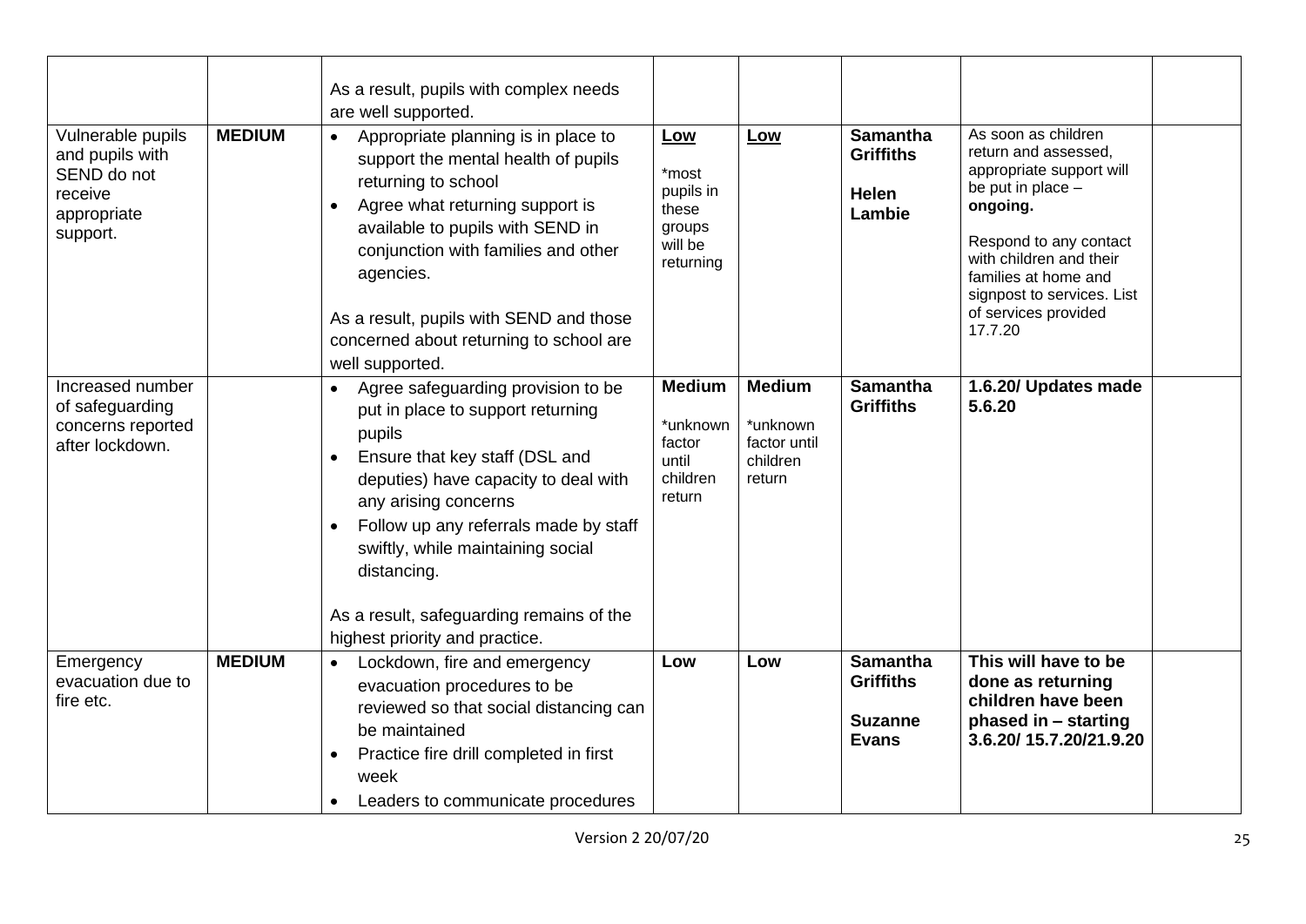| | | | | | | | |
|---|---|---|---|---|---|---|---|
| | | As a result, pupils with complex needs are well supported. | | | | | |
| Vulnerable pupils and pupils with SEND do not receive appropriate support. | **MEDIUM** | • Appropriate planning is in place to support the mental health of pupils returning to school<br>• Agree what returning support is available to pupils with SEND in conjunction with families and other agencies.<br><br>As a result, pupils with SEND and those concerned about returning to school are well supported. | **Low**<br>*most pupils in these groups will be returning | **Low** | **Samantha Griffiths**<br><br>**Helen Lambie** | As soon as children return and assessed, appropriate support will be put in place – **ongoing.**<br><br>Respond to any contact with children and their families at home and signpost to services. List of services provided 17.7.20 | |
| Increased number of safeguarding concerns reported after lockdown. | | • Agree safeguarding provision to be put in place to support returning pupils<br>• Ensure that key staff (DSL and deputies) have capacity to deal with any arising concerns<br>• Follow up any referrals made by staff swiftly, while maintaining social distancing.<br><br>As a result, safeguarding remains of the highest priority and practice. | **Medium**<br>*unknown factor until children return | **Medium**<br>*unknown factor until children return | **Samantha Griffiths** | **1.6.20/ Updates made 5.6.20** | |
| Emergency evacuation due to fire etc. | **MEDIUM** | • Lockdown, fire and emergency evacuation procedures to be reviewed so that social distancing can be maintained<br>• Practice fire drill completed in first week<br>• Leaders to communicate procedures | **Low** | **Low** | **Samantha Griffiths**<br><br>**Suzanne Evans** | **This will have to be done as returning children have been phased in – starting 3.6.20/ 15.7.20/21.9.20** | |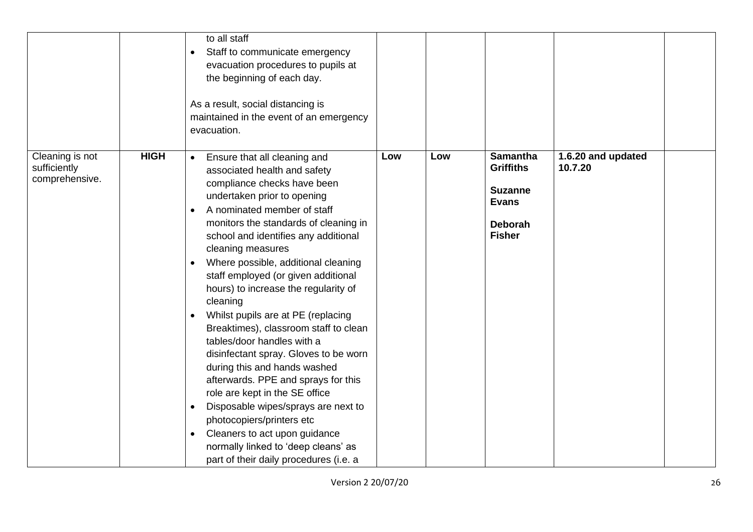| | | | | | | | |
|---|---|---|---|---|---|---|---|
| | | to all staff<br>• Staff to communicate emergency evacuation procedures to pupils at the beginning of each day.<br><br>As a result, social distancing is maintained in the event of an emergency evacuation. | | | | | |
| Cleaning is not sufficiently comprehensive. | **HIGH** | • Ensure that all cleaning and associated health and safety compliance checks have been undertaken prior to opening<br>• A nominated member of staff monitors the standards of cleaning in school and identifies any additional cleaning measures<br>• Where possible, additional cleaning staff employed (or given additional hours) to increase the regularity of cleaning<br>• Whilst pupils are at PE (replacing Breaktimes), classroom staff to clean tables/door handles with a disinfectant spray. Gloves to be worn during this and hands washed afterwards. PPE and sprays for this role are kept in the SE office<br>• Disposable wipes/sprays are next to photocopiers/printers etc<br>• Cleaners to act upon guidance normally linked to 'deep cleans' as part of their daily procedures (i.e. a | **Low** | **Low** | **Samantha Griffiths**<br><br>**Suzanne Evans**<br><br>**Deborah Fisher** | **1.6.20 and updated 10.7.20** | |

Version 2 20/07/20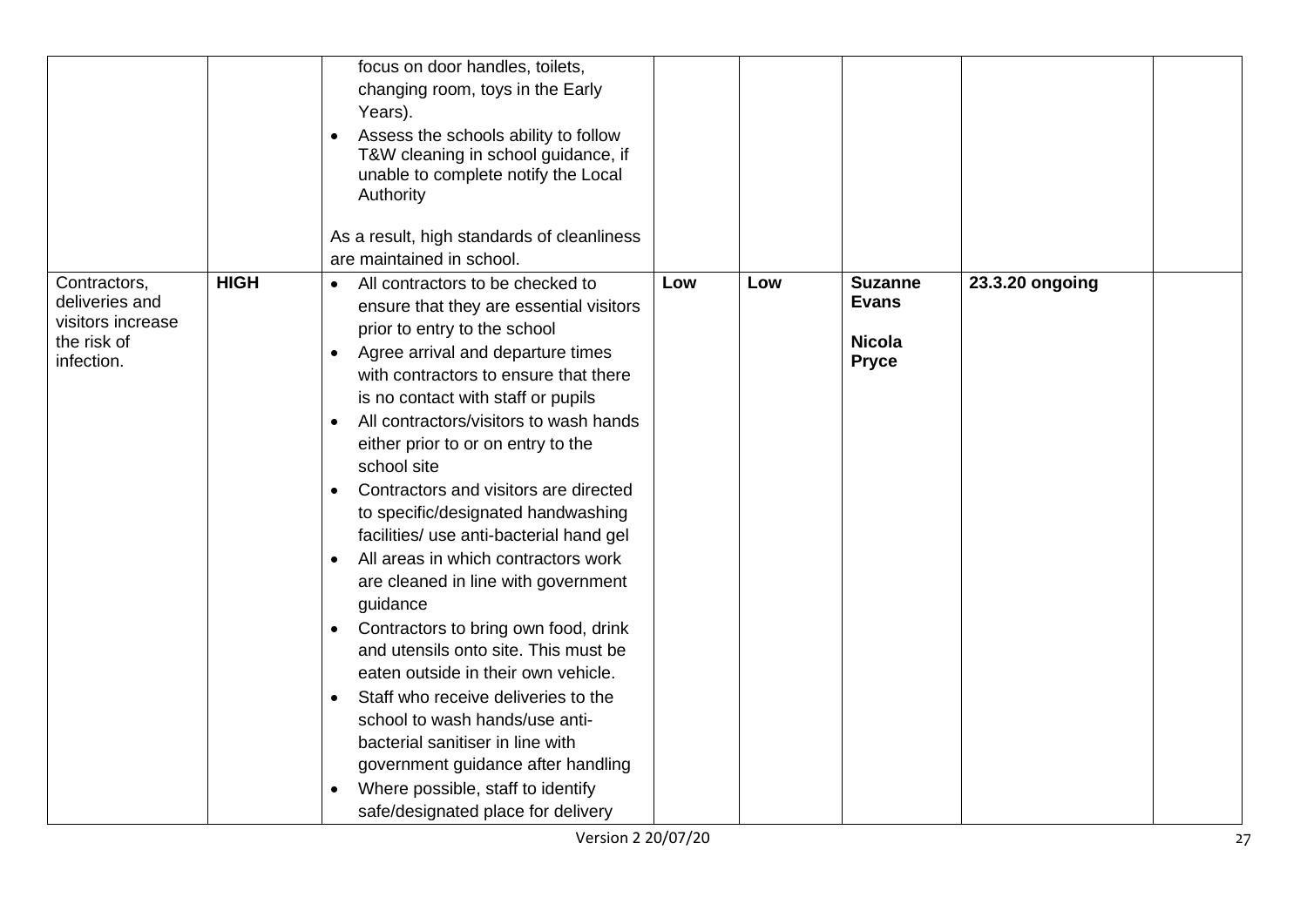| | | | | | | | |
|---|---|---|---|---|---|---|---|
| | | focus on door handles, toilets, changing room, toys in the Early Years).<br>• Assess the schools ability to follow T&W cleaning in school guidance, if unable to complete notify the Local Authority<br><br>As a result, high standards of cleanliness are maintained in school. | | | | | |
| Contractors, deliveries and visitors increase the risk of infection. | **HIGH** | • All contractors to be checked to ensure that they are essential visitors prior to entry to the school<br>• Agree arrival and departure times with contractors to ensure that there is no contact with staff or pupils<br>• All contractors/visitors to wash hands either prior to or on entry to the school site<br>• Contractors and visitors are directed to specific/designated handwashing facilities/ use anti-bacterial hand gel<br>• All areas in which contractors work are cleaned in line with government guidance<br>• Contractors to bring own food, drink and utensils onto site. This must be eaten outside in their own vehicle.<br>• Staff who receive deliveries to the school to wash hands/use anti-bacterial sanitiser in line with government guidance after handling<br>• Where possible, staff to identify safe/designated place for delivery | **Low** | **Low** | **Suzanne Evans**<br><br>**Nicola Pryce** | **23.3.20 ongoing** | |

Version 2 20/07/20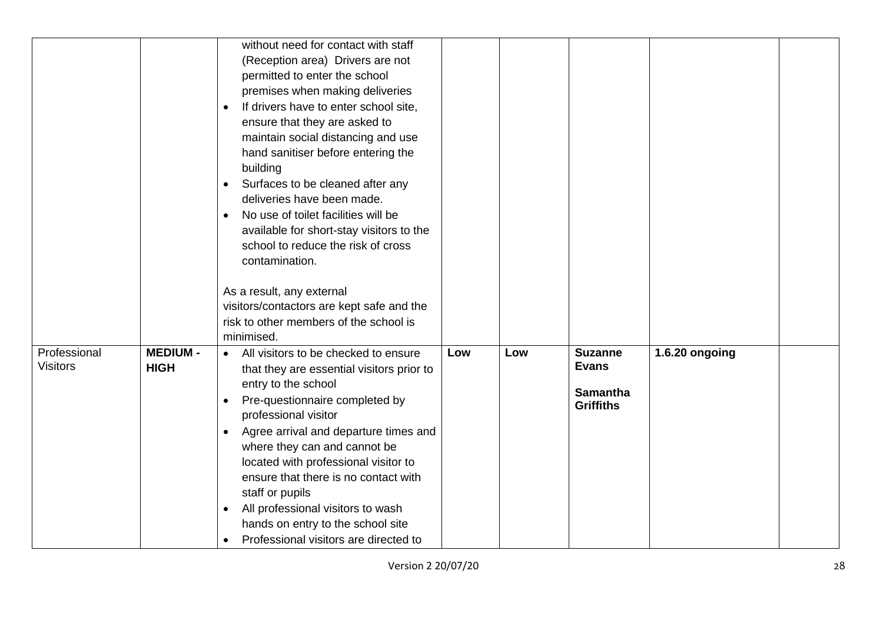| | | | | | | | |
|---|---|---|---|---|---|---|---|
| | | without need for contact with staff (Reception area) Drivers are not permitted to enter the school premises when making deliveries<br>• If drivers have to enter school site, ensure that they are asked to maintain social distancing and use hand sanitiser before entering the building<br>• Surfaces to be cleaned after any deliveries have been made.<br>• No use of toilet facilities will be available for short-stay visitors to the school to reduce the risk of cross contamination.<br><br>As a result, any external visitors/contactors are kept safe and the risk to other members of the school is minimised. | | | | | |
| Professional Visitors | **MEDIUM - HIGH** | • All visitors to be checked to ensure that they are essential visitors prior to entry to the school<br>• Pre-questionnaire completed by professional visitor<br>• Agree arrival and departure times and where they can and cannot be located with professional visitor to ensure that there is no contact with staff or pupils<br>• All professional visitors to wash hands on entry to the school site<br>• Professional visitors are directed to | **Low** | **Low** | **Suzanne Evans**<br><br>**Samantha Griffiths** | **1.6.20 ongoing** | |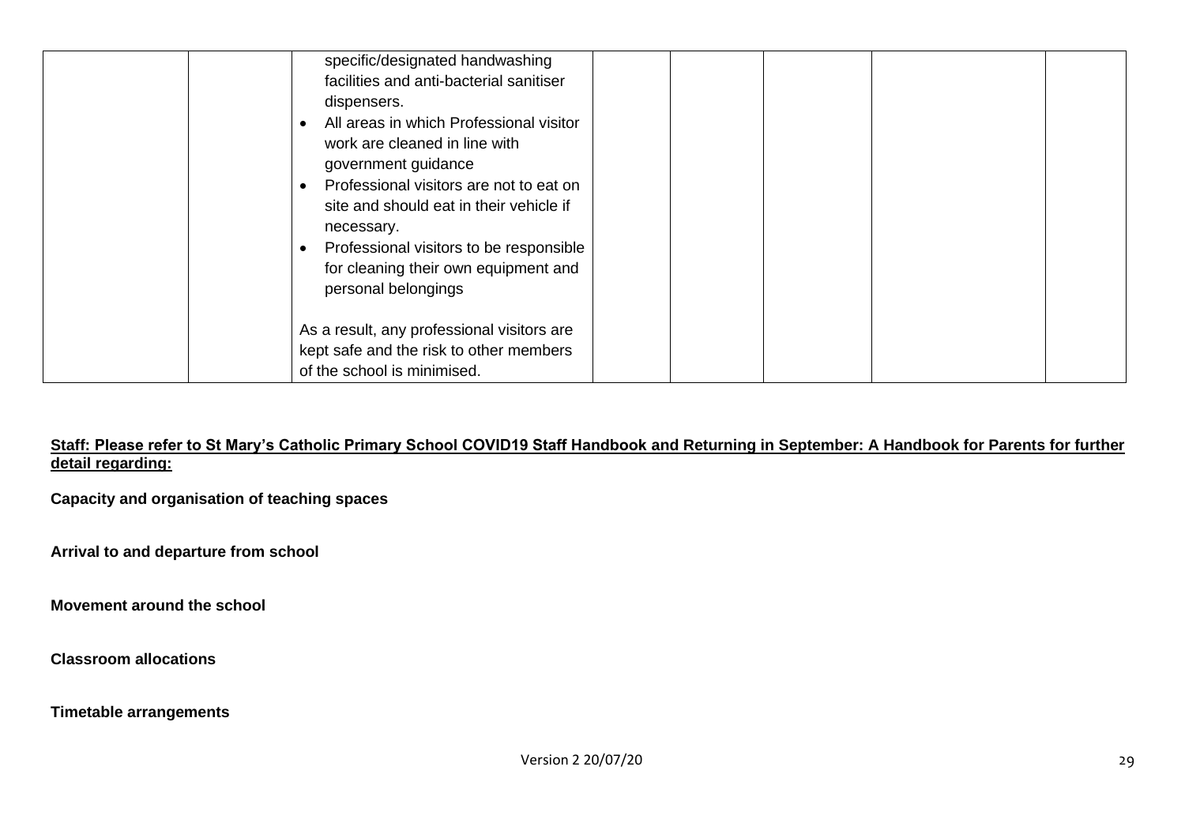| | | | | | | | |
|---|---|---|---|---|---|---|---|
| | | specific/designated handwashing facilities and anti-bacterial sanitiser dispensers.<br>• All areas in which Professional visitor work are cleaned in line with government guidance<br>• Professional visitors are not to eat on site and should eat in their vehicle if necessary.<br>• Professional visitors to be responsible for cleaning their own equipment and personal belongings<br><br>As a result, any professional visitors are kept safe and the risk to other members of the school is minimised. | | | | | |

**Staff: Please refer to St Mary's Catholic Primary School COVID19 Staff Handbook and Returning in September: A Handbook for Parents for further detail regarding:**

**Capacity and organisation of teaching spaces**

**Arrival to and departure from school**

**Movement around the school**

**Classroom allocations**

**Timetable arrangements**

Version 2 20/07/20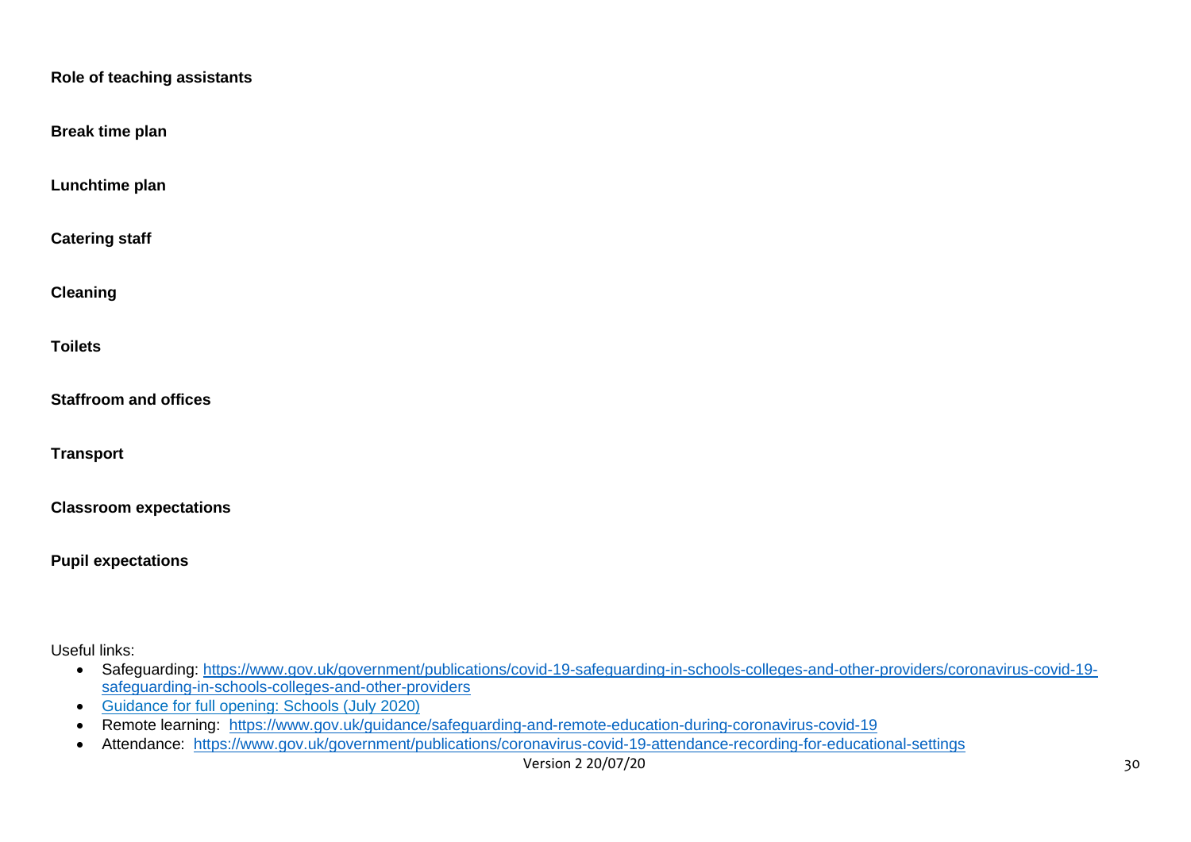**Role of teaching assistants**

**Break time plan**

**Lunchtime plan**

**Catering staff**

**Cleaning**

**Toilets**

**Staffroom and offices**

**Transport**

**Classroom expectations**

**Pupil expectations**

Useful links:

- Safeguarding: [https://www.gov.uk/government/publications/covid-19-safeguarding-in-schools-colleges-and-other-providers/coronavirus-covid-19-safeguarding-in-schools-colleges-and-other-providers](https://www.gov.uk/government/publications/covid-19-safeguarding-in-schools-colleges-and-other-providers/coronavirus-covid-19-safeguarding-in-schools-colleges-and-other-providers)
- Guidance for full opening: Schools (July 2020)
- Remote learning: [https://www.gov.uk/guidance/safeguarding-and-remote-education-during-coronavirus-covid-19](https://www.gov.uk/guidance/safeguarding-and-remote-education-during-coronavirus-covid-19)
- Attendance: [https://www.gov.uk/government/publications/coronavirus-covid-19-attendance-recording-for-educational-settings](https://www.gov.uk/government/publications/coronavirus-covid-19-attendance-recording-for-educational-settings)

Version 2 20/07/20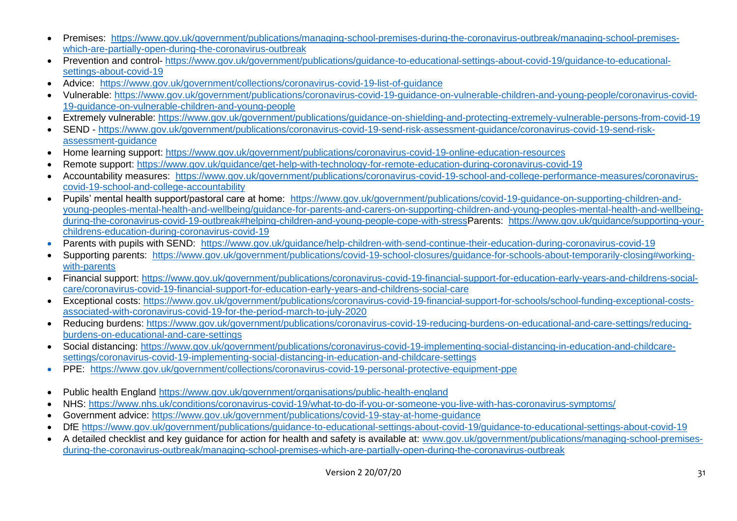- Premises: https://www.gov.uk/government/publications/managing-school-premises-during-the-coronavirus-outbreak/managing-school-premises-which-are-partially-open-during-the-coronavirus-outbreak
- Prevention and control- https://www.gov.uk/government/publications/guidance-to-educational-settings-about-covid-19/guidance-to-educational-settings-about-covid-19
- Advice: https://www.gov.uk/government/collections/coronavirus-covid-19-list-of-guidance
- Vulnerable: https://www.gov.uk/government/publications/coronavirus-covid-19-guidance-on-vulnerable-children-and-young-people/coronavirus-covid-19-guidance-on-vulnerable-children-and-young-people
- Extremely vulnerable: https://www.gov.uk/government/publications/guidance-on-shielding-and-protecting-extremely-vulnerable-persons-from-covid-19
- SEND - https://www.gov.uk/government/publications/coronavirus-covid-19-send-risk-assessment-guidance/coronavirus-covid-19-send-risk-assessment-guidance
- Home learning support: https://www.gov.uk/government/publications/coronavirus-covid-19-online-education-resources
- Remote support: https://www.gov.uk/guidance/get-help-with-technology-for-remote-education-during-coronavirus-covid-19
- Accountability measures: https://www.gov.uk/government/publications/coronavirus-covid-19-school-and-college-performance-measures/coronavirus-covid-19-school-and-college-accountability
- Pupils' mental health support/pastoral care at home: https://www.gov.uk/government/publications/covid-19-guidance-on-supporting-children-and-young-peoples-mental-health-and-wellbeing/guidance-for-parents-and-carers-on-supporting-children-and-young-peoples-mental-health-and-wellbeing-during-the-coronavirus-covid-19-outbreak#helping-children-and-young-people-cope-with-stressParents: https://www.gov.uk/guidance/supporting-your-childrens-education-during-coronavirus-covid-19
- Parents with pupils with SEND: https://www.gov.uk/guidance/help-children-with-send-continue-their-education-during-coronavirus-covid-19
- Supporting parents: https://www.gov.uk/government/publications/covid-19-school-closures/guidance-for-schools-about-temporarily-closing#working-with-parents
- Financial support: https://www.gov.uk/government/publications/coronavirus-covid-19-financial-support-for-education-early-years-and-childrens-social-care/coronavirus-covid-19-financial-support-for-education-early-years-and-childrens-social-care
- Exceptional costs: https://www.gov.uk/government/publications/coronavirus-covid-19-financial-support-for-schools/school-funding-exceptional-costs-associated-with-coronavirus-covid-19-for-the-period-march-to-july-2020
- Reducing burdens: https://www.gov.uk/government/publications/coronavirus-covid-19-reducing-burdens-on-educational-and-care-settings/reducing-burdens-on-educational-and-care-settings
- Social distancing: https://www.gov.uk/government/publications/coronavirus-covid-19-implementing-social-distancing-in-education-and-childcare-settings/coronavirus-covid-19-implementing-social-distancing-in-education-and-childcare-settings
- PPE: https://www.gov.uk/government/collections/coronavirus-covid-19-personal-protective-equipment-ppe

- Public health England https://www.gov.uk/government/organisations/public-health-england
- NHS: https://www.nhs.uk/conditions/coronavirus-covid-19/what-to-do-if-you-or-someone-you-live-with-has-coronavirus-symptoms/
- Government advice: https://www.gov.uk/government/publications/covid-19-stay-at-home-guidance
- DfE https://www.gov.uk/government/publications/guidance-to-educational-settings-about-covid-19/guidance-to-educational-settings-about-covid-19
- A detailed checklist and key guidance for action for health and safety is available at: www.gov.uk/government/publications/managing-school-premises-during-the-coronavirus-outbreak/managing-school-premises-which-are-partially-open-during-the-coronavirus-outbreak

Version 2 20/07/20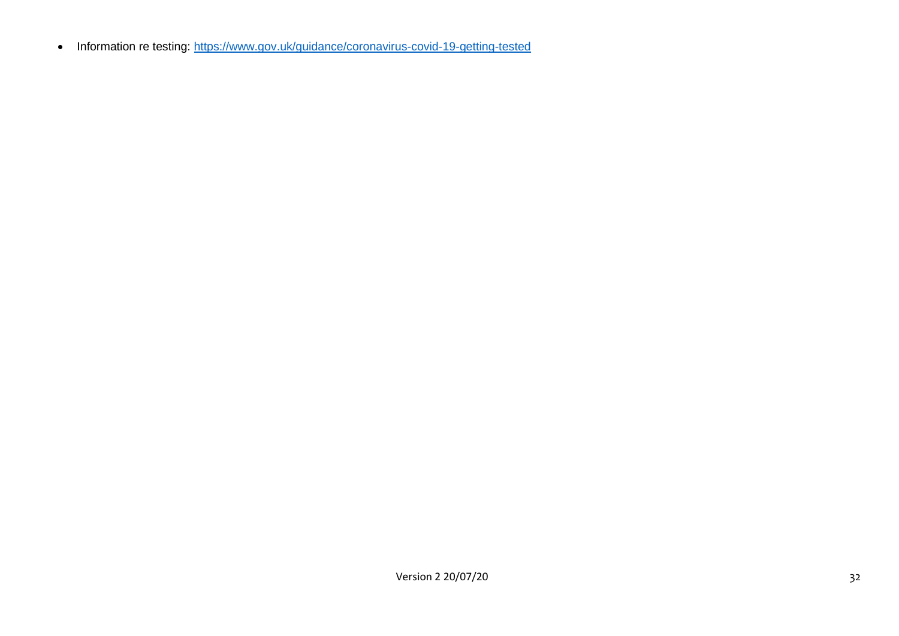- Information re testing: [https://www.gov.uk/guidance/coronavirus-covid-19-getting-tested](https://www.gov.uk/guidance/coronavirus-covid-19-getting-tested)